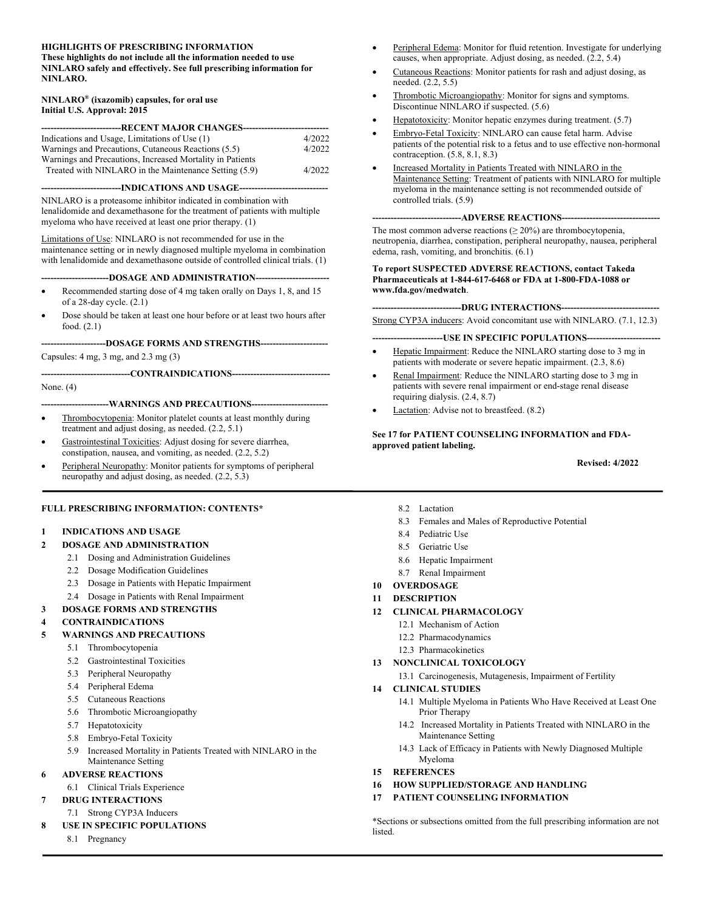**HIGHLIGHTS OF PRESCRIBING INFORMATION**
**These highlights do not include all the information needed to use NINLARO safely and effectively. See full prescribing information for NINLARO.**

**NINLARO® (ixazomib) capsules, for oral use**
**Initial U.S. Approval: 2015**

**RECENT MAJOR CHANGES**

| | |
|---|---|
| Indications and Usage, Limitations of Use (1) | 4/2022 |
| Warnings and Precautions, Cutaneous Reactions (5.5) | 4/2022 |
| Warnings and Precautions, Increased Mortality in Patients Treated with NINLARO in the Maintenance Setting (5.9) | 4/2022 |

**INDICATIONS AND USAGE**

NINLARO is a proteasome inhibitor indicated in combination with lenalidomide and dexamethasone for the treatment of patients with multiple myeloma who have received at least one prior therapy. (1)

Limitations of Use: NINLARO is not recommended for use in the maintenance setting or in newly diagnosed multiple myeloma in combination with lenalidomide and dexamethasone outside of controlled clinical trials. (1)

**DOSAGE AND ADMINISTRATION**

- Recommended starting dose of 4 mg taken orally on Days 1, 8, and 15 of a 28-day cycle. (2.1)
- Dose should be taken at least one hour before or at least two hours after food. (2.1)

**DOSAGE FORMS AND STRENGTHS**

Capsules: 4 mg, 3 mg, and 2.3 mg (3)

**CONTRAINDICATIONS**

None. (4)

**WARNINGS AND PRECAUTIONS**

- Thrombocytopenia: Monitor platelet counts at least monthly during treatment and adjust dosing, as needed. (2.2, 5.1)
- Gastrointestinal Toxicities: Adjust dosing for severe diarrhea, constipation, nausea, and vomiting, as needed. (2.2, 5.2)
- Peripheral Neuropathy: Monitor patients for symptoms of peripheral neuropathy and adjust dosing, as needed. (2.2, 5.3)
- Peripheral Edema: Monitor for fluid retention. Investigate for underlying causes, when appropriate. Adjust dosing, as needed. (2.2, 5.4)
- Cutaneous Reactions: Monitor patients for rash and adjust dosing, as needed. (2.2, 5.5)
- Thrombotic Microangiopathy: Monitor for signs and symptoms. Discontinue NINLARO if suspected. (5.6)
- Hepatotoxicity: Monitor hepatic enzymes during treatment. (5.7)
- Embryo-Fetal Toxicity: NINLARO can cause fetal harm. Advise patients of the potential risk to a fetus and to use effective non-hormonal contraception. (5.8, 8.1, 8.3)
- Increased Mortality in Patients Treated with NINLARO in the Maintenance Setting: Treatment of patients with NINLARO for multiple myeloma in the maintenance setting is not recommended outside of controlled trials. (5.9)

**ADVERSE REACTIONS**

The most common adverse reactions (≥ 20%) are thrombocytopenia, neutropenia, diarrhea, constipation, peripheral neuropathy, nausea, peripheral edema, rash, vomiting, and bronchitis. (6.1)

**To report SUSPECTED ADVERSE REACTIONS, contact Takeda Pharmaceuticals at 1-844-617-6468 or FDA at 1-800-FDA-1088 or www.fda.gov/medwatch**.

**DRUG INTERACTIONS**

Strong CYP3A inducers: Avoid concomitant use with NINLARO. (7.1, 12.3)

**USE IN SPECIFIC POPULATIONS**

- Hepatic Impairment: Reduce the NINLARO starting dose to 3 mg in patients with moderate or severe hepatic impairment. (2.3, 8.6)
- Renal Impairment: Reduce the NINLARO starting dose to 3 mg in patients with severe renal impairment or end-stage renal disease requiring dialysis. (2.4, 8.7)
- Lactation: Advise not to breastfeed. (8.2)

**See 17 for PATIENT COUNSELING INFORMATION and FDA-approved patient labeling.**

**Revised: 4/2022**

---

**FULL PRESCRIBING INFORMATION: CONTENTS***

**1 INDICATIONS AND USAGE**

**2 DOSAGE AND ADMINISTRATION**
- 2.1 Dosing and Administration Guidelines
- 2.2 Dosage Modification Guidelines
- 2.3 Dosage in Patients with Hepatic Impairment
- 2.4 Dosage in Patients with Renal Impairment

**3 DOSAGE FORMS AND STRENGTHS**

**4 CONTRAINDICATIONS**

**5 WARNINGS AND PRECAUTIONS**
- 5.1 Thrombocytopenia
- 5.2 Gastrointestinal Toxicities
- 5.3 Peripheral Neuropathy
- 5.4 Peripheral Edema
- 5.5 Cutaneous Reactions
- 5.6 Thrombotic Microangiopathy
- 5.7 Hepatotoxicity
- 5.8 Embryo-Fetal Toxicity
- 5.9 Increased Mortality in Patients Treated with NINLARO in the Maintenance Setting

**6 ADVERSE REACTIONS**
- 6.1 Clinical Trials Experience

**7 DRUG INTERACTIONS**
- 7.1 Strong CYP3A Inducers

**8 USE IN SPECIFIC POPULATIONS**
- 8.1 Pregnancy
- 8.2 Lactation
- 8.3 Females and Males of Reproductive Potential
- 8.4 Pediatric Use
- 8.5 Geriatric Use
- 8.6 Hepatic Impairment
- 8.7 Renal Impairment

**10 OVERDOSAGE**

**11 DESCRIPTION**

**12 CLINICAL PHARMACOLOGY**
- 12.1 Mechanism of Action
- 12.2 Pharmacodynamics
- 12.3 Pharmacokinetics

**13 NONCLINICAL TOXICOLOGY**
- 13.1 Carcinogenesis, Mutagenesis, Impairment of Fertility

**14 CLINICAL STUDIES**
- 14.1 Multiple Myeloma in Patients Who Have Received at Least One Prior Therapy
- 14.2 Increased Mortality in Patients Treated with NINLARO in the Maintenance Setting
- 14.3 Lack of Efficacy in Patients with Newly Diagnosed Multiple Myeloma

**15 REFERENCES**

**16 HOW SUPPLIED/STORAGE AND HANDLING**

**17 PATIENT COUNSELING INFORMATION**

*Sections or subsections omitted from the full prescribing information are not listed.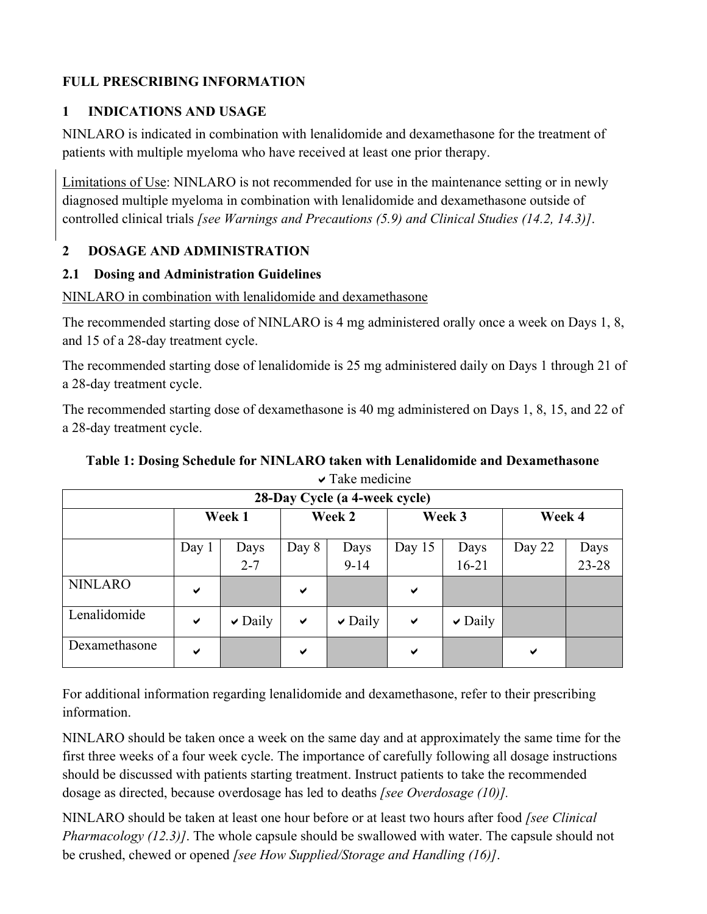# FULL PRESCRIBING INFORMATION

## 1 INDICATIONS AND USAGE

NINLARO is indicated in combination with lenalidomide and dexamethasone for the treatment of patients with multiple myeloma who have received at least one prior therapy.

Limitations of Use: NINLARO is not recommended for use in the maintenance setting or in newly diagnosed multiple myeloma in combination with lenalidomide and dexamethasone outside of controlled clinical trials *[see Warnings and Precautions (5.9) and Clinical Studies (14.2, 14.3)]*.

## 2 DOSAGE AND ADMINISTRATION

### 2.1 Dosing and Administration Guidelines

NINLARO in combination with lenalidomide and dexamethasone

The recommended starting dose of NINLARO is 4 mg administered orally once a week on Days 1, 8, and 15 of a 28-day treatment cycle.

The recommended starting dose of lenalidomide is 25 mg administered daily on Days 1 through 21 of a 28-day treatment cycle.

The recommended starting dose of dexamethasone is 40 mg administered on Days 1, 8, 15, and 22 of a 28-day treatment cycle.

**Table 1: Dosing Schedule for NINLARO taken with Lenalidomide and Dexamethasone**

✔ Take medicine

| 28-Day Cycle (a 4-week cycle) | | | | | | | | |
|---|---|---|---|---|---|---|---|---|
| | Week 1 | | Week 2 | | Week 3 | | Week 4 | |
| | Day 1 | Days 2-7 | Day 8 | Days 9-14 | Day 15 | Days 16-21 | Day 22 | Days 23-28 |
| NINLARO | ✔ | | ✔ | | ✔ | | | |
| Lenalidomide | ✔ | ✔ Daily | ✔ | ✔ Daily | ✔ | ✔ Daily | | |
| Dexamethasone | ✔ | | ✔ | | ✔ | | ✔ | |

For additional information regarding lenalidomide and dexamethasone, refer to their prescribing information.

NINLARO should be taken once a week on the same day and at approximately the same time for the first three weeks of a four week cycle. The importance of carefully following all dosage instructions should be discussed with patients starting treatment. Instruct patients to take the recommended dosage as directed, because overdosage has led to deaths *[see Overdosage (10)].*

NINLARO should be taken at least one hour before or at least two hours after food *[see Clinical Pharmacology (12.3)]*. The whole capsule should be swallowed with water. The capsule should not be crushed, chewed or opened *[see How Supplied/Storage and Handling (16)]*.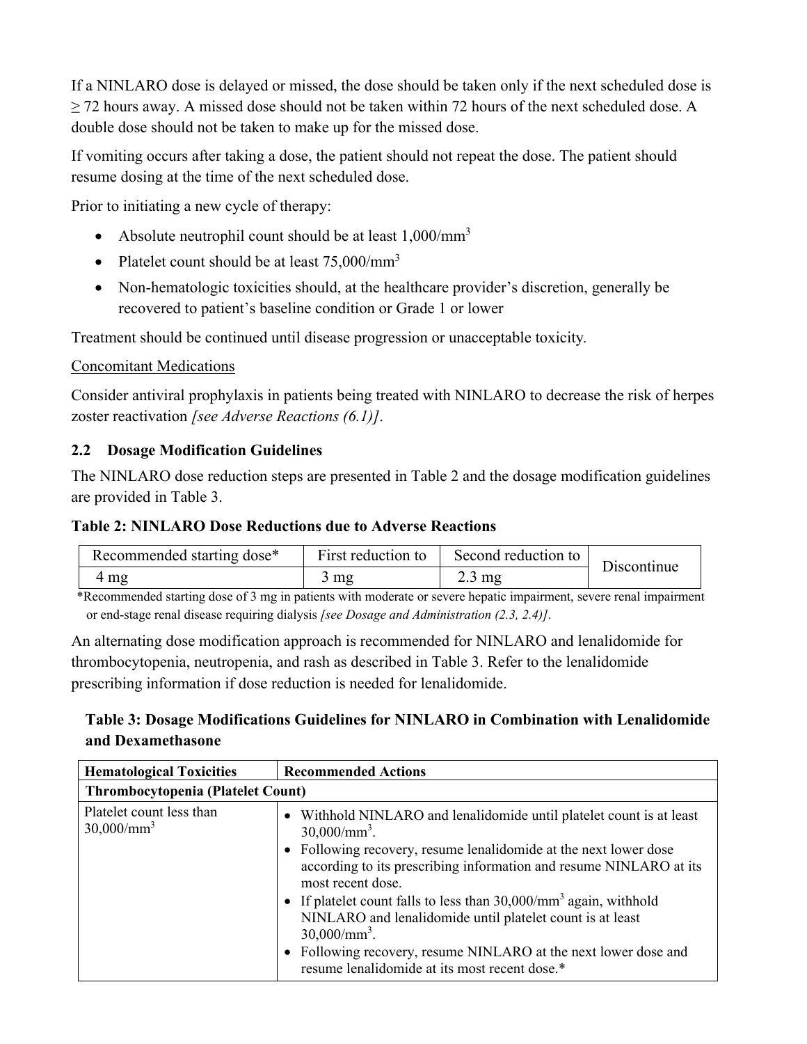If a NINLARO dose is delayed or missed, the dose should be taken only if the next scheduled dose is ≥ 72 hours away. A missed dose should not be taken within 72 hours of the next scheduled dose. A double dose should not be taken to make up for the missed dose.

If vomiting occurs after taking a dose, the patient should not repeat the dose. The patient should resume dosing at the time of the next scheduled dose.

Prior to initiating a new cycle of therapy:

- Absolute neutrophil count should be at least 1,000/mm$^3$
- Platelet count should be at least 75,000/mm$^3$
- Non-hematologic toxicities should, at the healthcare provider's discretion, generally be recovered to patient's baseline condition or Grade 1 or lower

Treatment should be continued until disease progression or unacceptable toxicity.

Concomitant Medications

Consider antiviral prophylaxis in patients being treated with NINLARO to decrease the risk of herpes zoster reactivation *[see Adverse Reactions (6.1)]*.

## 2.2 Dosage Modification Guidelines

The NINLARO dose reduction steps are presented in Table 2 and the dosage modification guidelines are provided in Table 3.

**Table 2: NINLARO Dose Reductions due to Adverse Reactions**

| Recommended starting dose* | First reduction to | Second reduction to | Discontinue |
|---|---|---|---|
| 4 mg | 3 mg | 2.3 mg | |

*Recommended starting dose of 3 mg in patients with moderate or severe hepatic impairment, severe renal impairment or end-stage renal disease requiring dialysis *[see Dosage and Administration (2.3, 2.4)]*.

An alternating dose modification approach is recommended for NINLARO and lenalidomide for thrombocytopenia, neutropenia, and rash as described in Table 3. Refer to the lenalidomide prescribing information if dose reduction is needed for lenalidomide.

**Table 3: Dosage Modifications Guidelines for NINLARO in Combination with Lenalidomide and Dexamethasone**

| **Hematological Toxicities** | **Recommended Actions** |
|---|---|
| **Thrombocytopenia (Platelet Count)** | |
| Platelet count less than 30,000/mm$^3$ | • Withhold NINLARO and lenalidomide until platelet count is at least 30,000/mm$^3$.<br>• Following recovery, resume lenalidomide at the next lower dose according to its prescribing information and resume NINLARO at its most recent dose.<br>• If platelet count falls to less than 30,000/mm$^3$ again, withhold NINLARO and lenalidomide until platelet count is at least 30,000/mm$^3$.<br>• Following recovery, resume NINLARO at the next lower dose and resume lenalidomide at its most recent dose.* |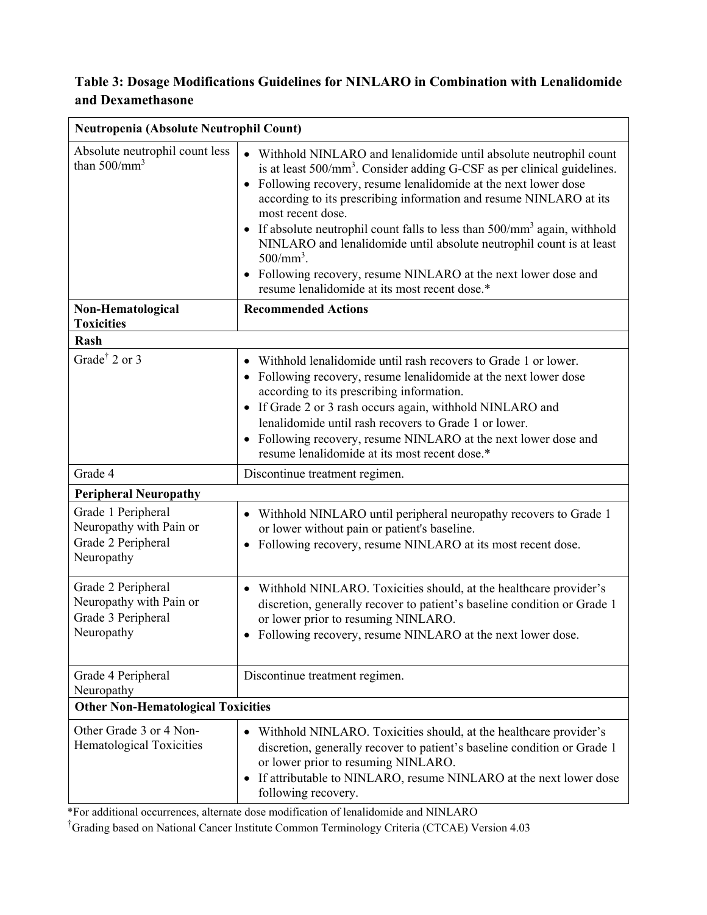**Table 3: Dosage Modifications Guidelines for NINLARO in Combination with Lenalidomide and Dexamethasone**

| **Neutropenia (Absolute Neutrophil Count)** | |
|---|---|
| Absolute neutrophil count less than $500/mm^3$ | • Withhold NINLARO and lenalidomide until absolute neutrophil count is at least $500/mm^3$. Consider adding G-CSF as per clinical guidelines.<br>• Following recovery, resume lenalidomide at the next lower dose according to its prescribing information and resume NINLARO at its most recent dose.<br>• If absolute neutrophil count falls to less than $500/mm^3$ again, withhold NINLARO and lenalidomide until absolute neutrophil count is at least $500/mm^3$.<br>• Following recovery, resume NINLARO at the next lower dose and resume lenalidomide at its most recent dose.* |
| **Non-Hematological Toxicities** | **Recommended Actions** |
| **Rash** | |
| Grade[†] 2 or 3 | • Withhold lenalidomide until rash recovers to Grade 1 or lower.<br>• Following recovery, resume lenalidomide at the next lower dose according to its prescribing information.<br>• If Grade 2 or 3 rash occurs again, withhold NINLARO and lenalidomide until rash recovers to Grade 1 or lower.<br>• Following recovery, resume NINLARO at the next lower dose and resume lenalidomide at its most recent dose.* |
| Grade 4 | Discontinue treatment regimen. |
| **Peripheral Neuropathy** | |
| Grade 1 Peripheral Neuropathy with Pain or Grade 2 Peripheral Neuropathy | • Withhold NINLARO until peripheral neuropathy recovers to Grade 1 or lower without pain or patient's baseline.<br>• Following recovery, resume NINLARO at its most recent dose. |
| Grade 2 Peripheral Neuropathy with Pain or Grade 3 Peripheral Neuropathy | • Withhold NINLARO. Toxicities should, at the healthcare provider's discretion, generally recover to patient's baseline condition or Grade 1 or lower prior to resuming NINLARO.<br>• Following recovery, resume NINLARO at the next lower dose. |
| Grade 4 Peripheral Neuropathy | Discontinue treatment regimen. |
| **Other Non-Hematological Toxicities** | |
| Other Grade 3 or 4 Non-Hematological Toxicities | • Withhold NINLARO. Toxicities should, at the healthcare provider's discretion, generally recover to patient's baseline condition or Grade 1 or lower prior to resuming NINLARO.<br>• If attributable to NINLARO, resume NINLARO at the next lower dose following recovery. |

*For additional occurrences, alternate dose modification of lenalidomide and NINLARO

[†]Grading based on National Cancer Institute Common Terminology Criteria (CTCAE) Version 4.03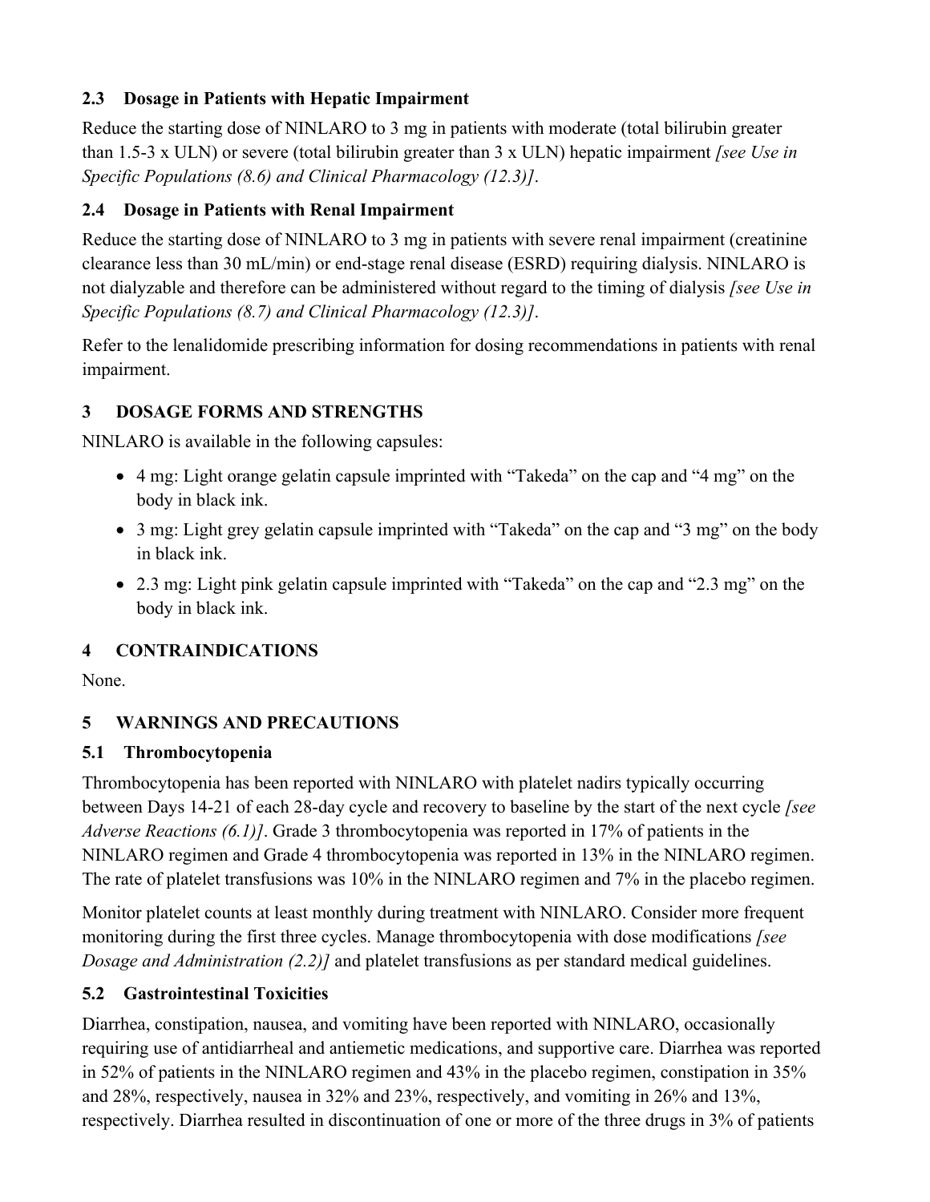### 2.3 Dosage in Patients with Hepatic Impairment

Reduce the starting dose of NINLARO to 3 mg in patients with moderate (total bilirubin greater than 1.5-3 x ULN) or severe (total bilirubin greater than 3 x ULN) hepatic impairment *[see Use in Specific Populations (8.6) and Clinical Pharmacology (12.3)]*.

### 2.4 Dosage in Patients with Renal Impairment

Reduce the starting dose of NINLARO to 3 mg in patients with severe renal impairment (creatinine clearance less than 30 mL/min) or end-stage renal disease (ESRD) requiring dialysis. NINLARO is not dialyzable and therefore can be administered without regard to the timing of dialysis *[see Use in Specific Populations (8.7) and Clinical Pharmacology (12.3)]*.

Refer to the lenalidomide prescribing information for dosing recommendations in patients with renal impairment.

## 3 DOSAGE FORMS AND STRENGTHS

NINLARO is available in the following capsules:

- 4 mg: Light orange gelatin capsule imprinted with “Takeda” on the cap and “4 mg” on the body in black ink.
- 3 mg: Light grey gelatin capsule imprinted with “Takeda” on the cap and “3 mg” on the body in black ink.
- 2.3 mg: Light pink gelatin capsule imprinted with “Takeda” on the cap and “2.3 mg” on the body in black ink.

## 4 CONTRAINDICATIONS

None.

## 5 WARNINGS AND PRECAUTIONS

### 5.1 Thrombocytopenia

Thrombocytopenia has been reported with NINLARO with platelet nadirs typically occurring between Days 14-21 of each 28-day cycle and recovery to baseline by the start of the next cycle *[see Adverse Reactions (6.1)]*. Grade 3 thrombocytopenia was reported in 17% of patients in the NINLARO regimen and Grade 4 thrombocytopenia was reported in 13% in the NINLARO regimen. The rate of platelet transfusions was 10% in the NINLARO regimen and 7% in the placebo regimen.

Monitor platelet counts at least monthly during treatment with NINLARO. Consider more frequent monitoring during the first three cycles. Manage thrombocytopenia with dose modifications *[see Dosage and Administration (2.2)]* and platelet transfusions as per standard medical guidelines.

### 5.2 Gastrointestinal Toxicities

Diarrhea, constipation, nausea, and vomiting have been reported with NINLARO, occasionally requiring use of antidiarrheal and antiemetic medications, and supportive care. Diarrhea was reported in 52% of patients in the NINLARO regimen and 43% in the placebo regimen, constipation in 35% and 28%, respectively, nausea in 32% and 23%, respectively, and vomiting in 26% and 13%, respectively. Diarrhea resulted in discontinuation of one or more of the three drugs in 3% of patients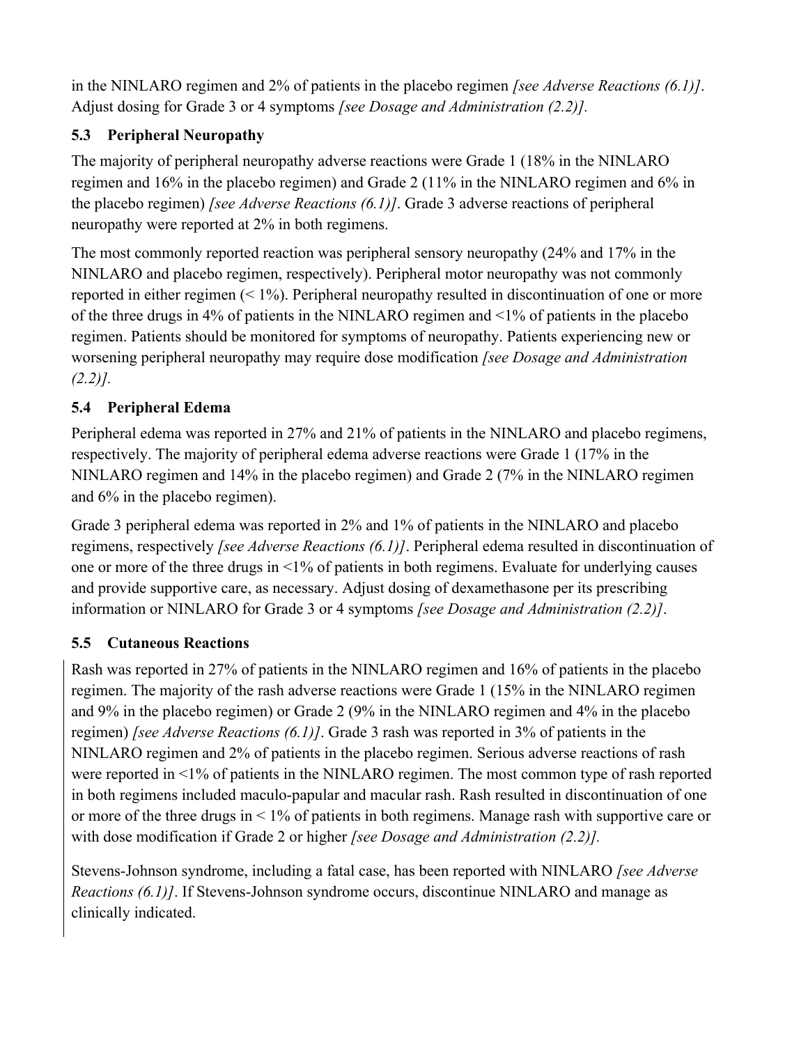in the NINLARO regimen and 2% of patients in the placebo regimen *[see Adverse Reactions (6.1)]*. Adjust dosing for Grade 3 or 4 symptoms *[see Dosage and Administration (2.2)].*

### 5.3 Peripheral Neuropathy

The majority of peripheral neuropathy adverse reactions were Grade 1 (18% in the NINLARO regimen and 16% in the placebo regimen) and Grade 2 (11% in the NINLARO regimen and 6% in the placebo regimen) *[see Adverse Reactions (6.1)]*. Grade 3 adverse reactions of peripheral neuropathy were reported at 2% in both regimens.

The most commonly reported reaction was peripheral sensory neuropathy (24% and 17% in the NINLARO and placebo regimen, respectively). Peripheral motor neuropathy was not commonly reported in either regimen (< 1%). Peripheral neuropathy resulted in discontinuation of one or more of the three drugs in 4% of patients in the NINLARO regimen and <1% of patients in the placebo regimen. Patients should be monitored for symptoms of neuropathy. Patients experiencing new or worsening peripheral neuropathy may require dose modification *[see Dosage and Administration (2.2)].*

### 5.4 Peripheral Edema

Peripheral edema was reported in 27% and 21% of patients in the NINLARO and placebo regimens, respectively. The majority of peripheral edema adverse reactions were Grade 1 (17% in the NINLARO regimen and 14% in the placebo regimen) and Grade 2 (7% in the NINLARO regimen and 6% in the placebo regimen).

Grade 3 peripheral edema was reported in 2% and 1% of patients in the NINLARO and placebo regimens, respectively *[see Adverse Reactions (6.1)]*. Peripheral edema resulted in discontinuation of one or more of the three drugs in <1% of patients in both regimens. Evaluate for underlying causes and provide supportive care, as necessary. Adjust dosing of dexamethasone per its prescribing information or NINLARO for Grade 3 or 4 symptoms *[see Dosage and Administration (2.2)]*.

### 5.5 Cutaneous Reactions

Rash was reported in 27% of patients in the NINLARO regimen and 16% of patients in the placebo regimen. The majority of the rash adverse reactions were Grade 1 (15% in the NINLARO regimen and 9% in the placebo regimen) or Grade 2 (9% in the NINLARO regimen and 4% in the placebo regimen) *[see Adverse Reactions (6.1)]*. Grade 3 rash was reported in 3% of patients in the NINLARO regimen and 2% of patients in the placebo regimen. Serious adverse reactions of rash were reported in <1% of patients in the NINLARO regimen. The most common type of rash reported in both regimens included maculo-papular and macular rash. Rash resulted in discontinuation of one or more of the three drugs in < 1% of patients in both regimens. Manage rash with supportive care or with dose modification if Grade 2 or higher *[see Dosage and Administration (2.2)].*

Stevens-Johnson syndrome, including a fatal case, has been reported with NINLARO *[see Adverse Reactions (6.1)]*. If Stevens-Johnson syndrome occurs, discontinue NINLARO and manage as clinically indicated.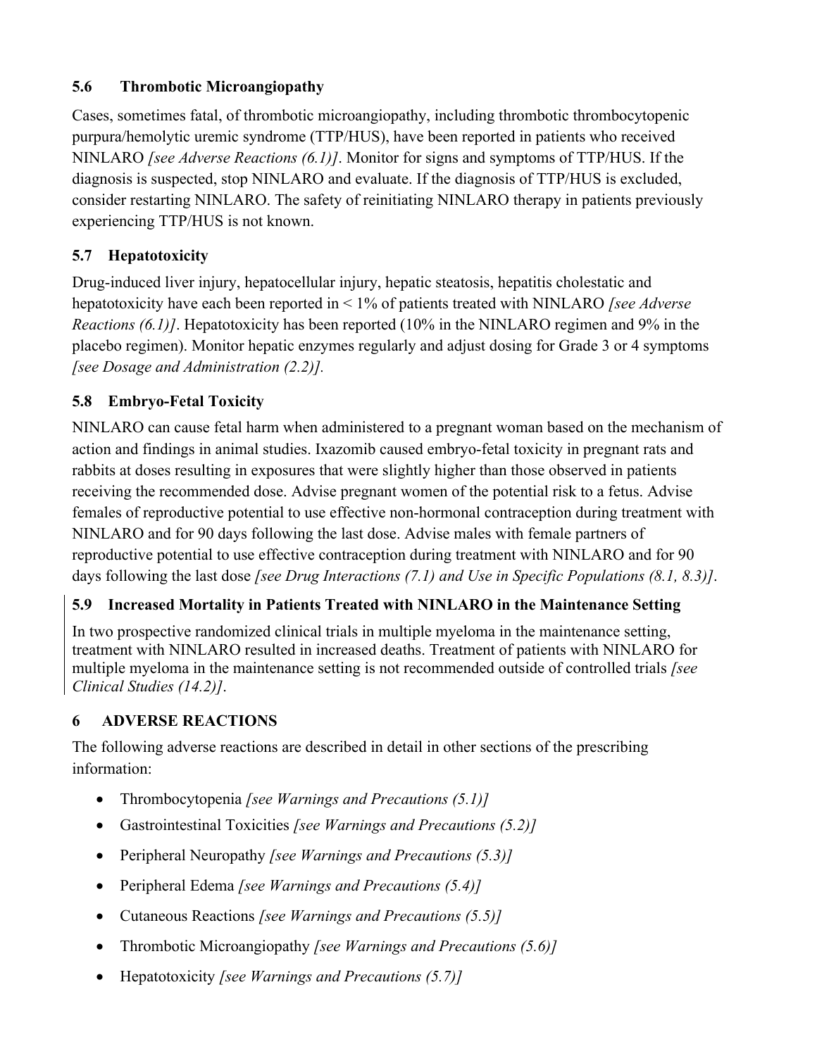### 5.6 Thrombotic Microangiopathy

Cases, sometimes fatal, of thrombotic microangiopathy, including thrombotic thrombocytopenic purpura/hemolytic uremic syndrome (TTP/HUS), have been reported in patients who received NINLARO *[see Adverse Reactions (6.1)]*. Monitor for signs and symptoms of TTP/HUS. If the diagnosis is suspected, stop NINLARO and evaluate. If the diagnosis of TTP/HUS is excluded, consider restarting NINLARO. The safety of reinitiating NINLARO therapy in patients previously experiencing TTP/HUS is not known.

### 5.7 Hepatotoxicity

Drug-induced liver injury, hepatocellular injury, hepatic steatosis, hepatitis cholestatic and hepatotoxicity have each been reported in < 1% of patients treated with NINLARO *[see Adverse Reactions (6.1)]*. Hepatotoxicity has been reported (10% in the NINLARO regimen and 9% in the placebo regimen). Monitor hepatic enzymes regularly and adjust dosing for Grade 3 or 4 symptoms *[see Dosage and Administration (2.2)].*

### 5.8 Embryo-Fetal Toxicity

NINLARO can cause fetal harm when administered to a pregnant woman based on the mechanism of action and findings in animal studies. Ixazomib caused embryo-fetal toxicity in pregnant rats and rabbits at doses resulting in exposures that were slightly higher than those observed in patients receiving the recommended dose. Advise pregnant women of the potential risk to a fetus. Advise females of reproductive potential to use effective non-hormonal contraception during treatment with NINLARO and for 90 days following the last dose. Advise males with female partners of reproductive potential to use effective contraception during treatment with NINLARO and for 90 days following the last dose *[see Drug Interactions (7.1) and Use in Specific Populations (8.1, 8.3)]*.

### 5.9 Increased Mortality in Patients Treated with NINLARO in the Maintenance Setting

In two prospective randomized clinical trials in multiple myeloma in the maintenance setting, treatment with NINLARO resulted in increased deaths. Treatment of patients with NINLARO for multiple myeloma in the maintenance setting is not recommended outside of controlled trials *[see Clinical Studies (14.2)]*.

## 6 ADVERSE REACTIONS

The following adverse reactions are described in detail in other sections of the prescribing information:

- Thrombocytopenia *[see Warnings and Precautions (5.1)]*
- Gastrointestinal Toxicities *[see Warnings and Precautions (5.2)]*
- Peripheral Neuropathy *[see Warnings and Precautions (5.3)]*
- Peripheral Edema *[see Warnings and Precautions (5.4)]*
- Cutaneous Reactions *[see Warnings and Precautions (5.5)]*
- Thrombotic Microangiopathy *[see Warnings and Precautions (5.6)]*
- Hepatotoxicity *[see Warnings and Precautions (5.7)]*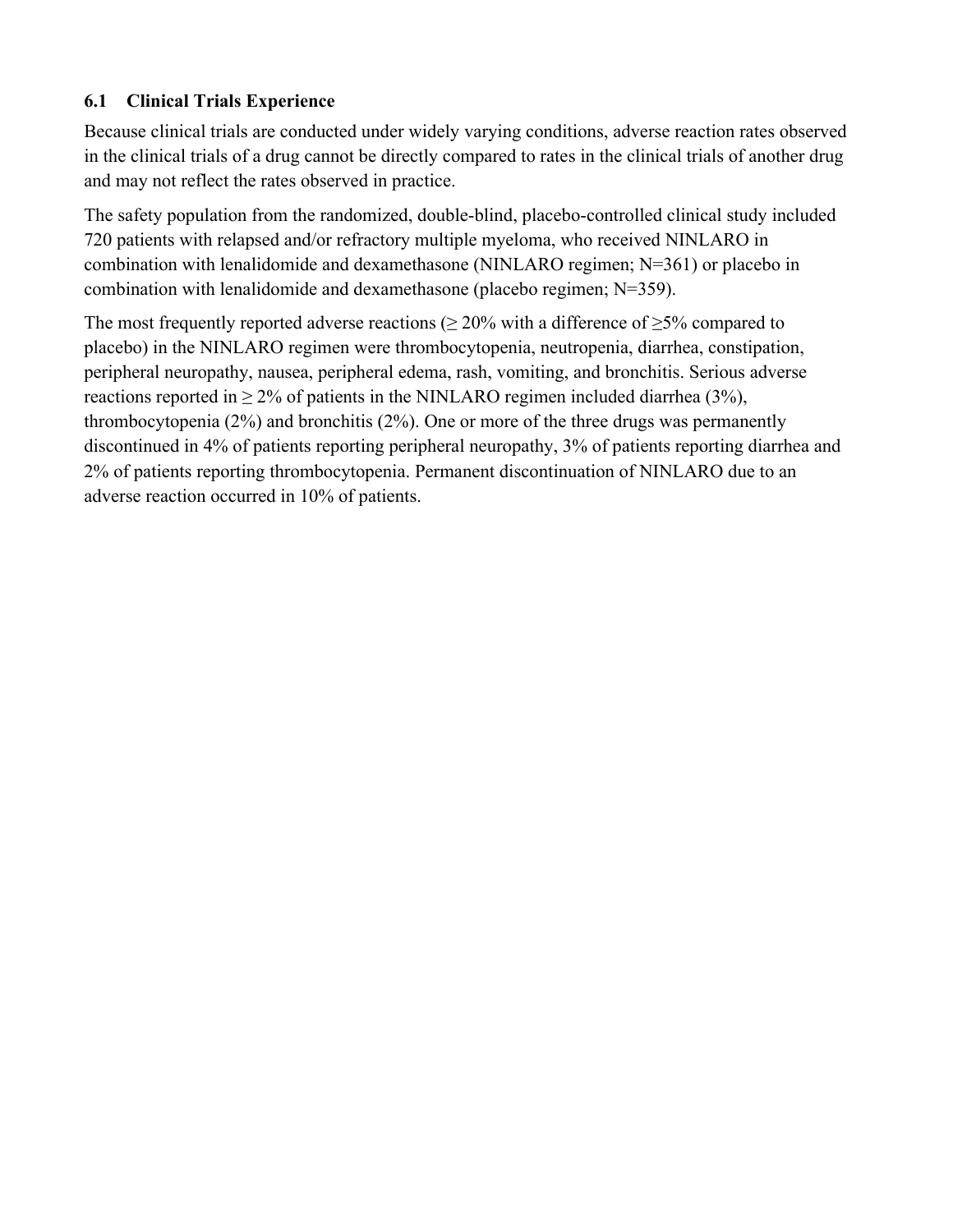### 6.1 Clinical Trials Experience

Because clinical trials are conducted under widely varying conditions, adverse reaction rates observed in the clinical trials of a drug cannot be directly compared to rates in the clinical trials of another drug and may not reflect the rates observed in practice.

The safety population from the randomized, double-blind, placebo-controlled clinical study included 720 patients with relapsed and/or refractory multiple myeloma, who received NINLARO in combination with lenalidomide and dexamethasone (NINLARO regimen; N=361) or placebo in combination with lenalidomide and dexamethasone (placebo regimen; N=359).

The most frequently reported adverse reactions (≥ 20% with a difference of ≥5% compared to placebo) in the NINLARO regimen were thrombocytopenia, neutropenia, diarrhea, constipation, peripheral neuropathy, nausea, peripheral edema, rash, vomiting, and bronchitis. Serious adverse reactions reported in ≥ 2% of patients in the NINLARO regimen included diarrhea (3%), thrombocytopenia (2%) and bronchitis (2%). One or more of the three drugs was permanently discontinued in 4% of patients reporting peripheral neuropathy, 3% of patients reporting diarrhea and 2% of patients reporting thrombocytopenia. Permanent discontinuation of NINLARO due to an adverse reaction occurred in 10% of patients.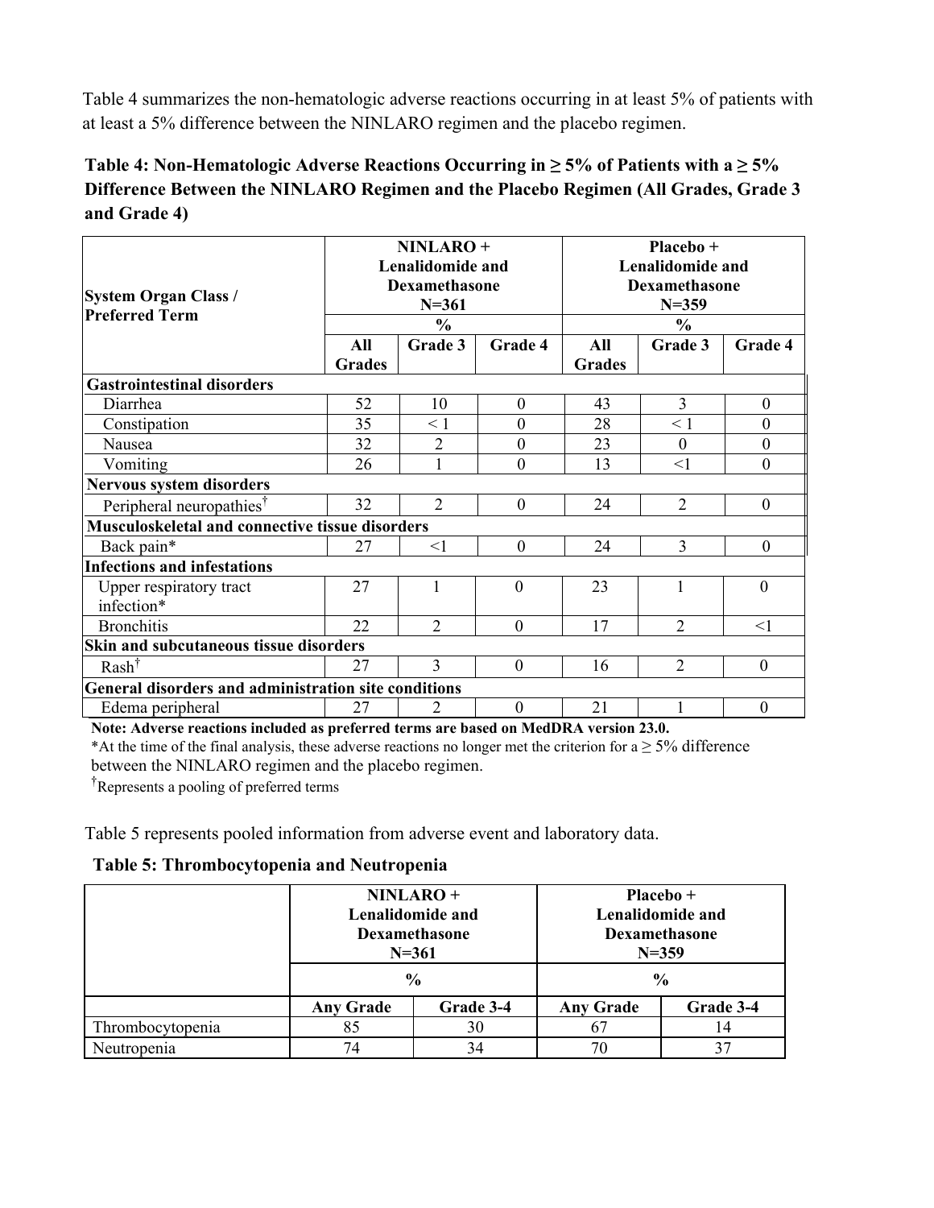Table 4 summarizes the non-hematologic adverse reactions occurring in at least 5% of patients with at least a 5% difference between the NINLARO regimen and the placebo regimen.

**Table 4: Non-Hematologic Adverse Reactions Occurring in ≥ 5% of Patients with a ≥ 5% Difference Between the NINLARO Regimen and the Placebo Regimen (All Grades, Grade 3 and Grade 4)**

| System Organ Class / Preferred Term | NINLARO + Lenalidomide and Dexamethasone N=361 | | | Placebo + Lenalidomide and Dexamethasone N=359 | | |
|---|---|---|---|---|---|---|
| | % | | | % | | |
| | All Grades | Grade 3 | Grade 4 | All Grades | Grade 3 | Grade 4 |
| **Gastrointestinal disorders** | | | | | | |
| Diarrhea | 52 | 10 | 0 | 43 | 3 | 0 |
| Constipation | 35 | < 1 | 0 | 28 | < 1 | 0 |
| Nausea | 32 | 2 | 0 | 23 | 0 | 0 |
| Vomiting | 26 | 1 | 0 | 13 | <1 | 0 |
| **Nervous system disorders** | | | | | | |
| Peripheral neuropathies† | 32 | 2 | 0 | 24 | 2 | 0 |
| **Musculoskeletal and connective tissue disorders** | | | | | | |
| Back pain* | 27 | <1 | 0 | 24 | 3 | 0 |
| **Infections and infestations** | | | | | | |
| Upper respiratory tract infection* | 27 | 1 | 0 | 23 | 1 | 0 |
| Bronchitis | 22 | 2 | 0 | 17 | 2 | <1 |
| **Skin and subcutaneous tissue disorders** | | | | | | |
| Rash† | 27 | 3 | 0 | 16 | 2 | 0 |
| **General disorders and administration site conditions** | | | | | | |
| Edema peripheral | 27 | 2 | 0 | 21 | 1 | 0 |

**Note: Adverse reactions included as preferred terms are based on MedDRA version 23.0.**

*At the time of the final analysis, these adverse reactions no longer met the criterion for a ≥ 5% difference between the NINLARO regimen and the placebo regimen.

†Represents a pooling of preferred terms

Table 5 represents pooled information from adverse event and laboratory data.

**Table 5: Thrombocytopenia and Neutropenia**

| | NINLARO + Lenalidomide and Dexamethasone N=361 | | Placebo + Lenalidomide and Dexamethasone N=359 | |
|---|---|---|---|---|
| | % | | % | |
| | **Any Grade** | **Grade 3-4** | **Any Grade** | **Grade 3-4** |
| Thrombocytopenia | 85 | 30 | 67 | 14 |
| Neutropenia | 74 | 34 | 70 | 37 |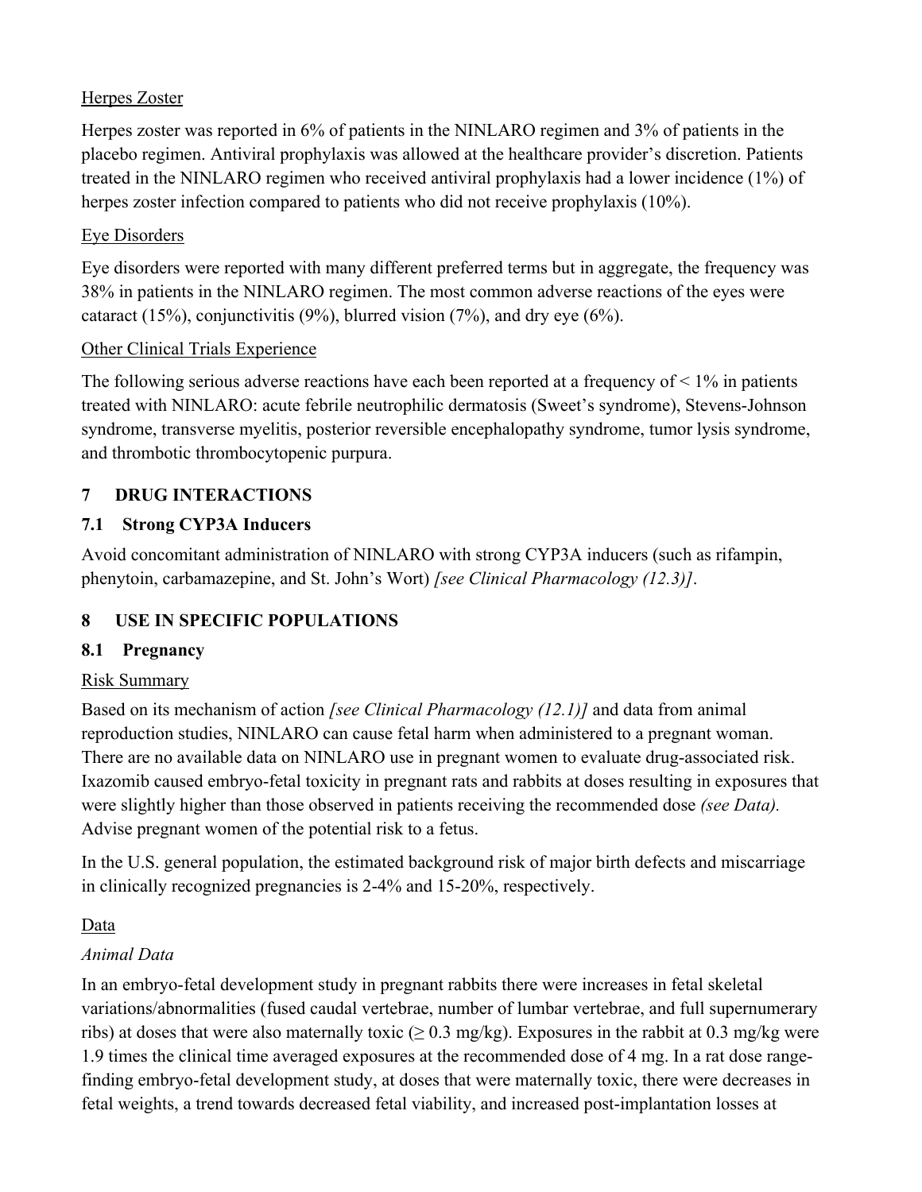Herpes Zoster

Herpes zoster was reported in 6% of patients in the NINLARO regimen and 3% of patients in the placebo regimen. Antiviral prophylaxis was allowed at the healthcare provider's discretion. Patients treated in the NINLARO regimen who received antiviral prophylaxis had a lower incidence (1%) of herpes zoster infection compared to patients who did not receive prophylaxis (10%).

Eye Disorders

Eye disorders were reported with many different preferred terms but in aggregate, the frequency was 38% in patients in the NINLARO regimen. The most common adverse reactions of the eyes were cataract (15%), conjunctivitis (9%), blurred vision (7%), and dry eye (6%).

Other Clinical Trials Experience

The following serious adverse reactions have each been reported at a frequency of < 1% in patients treated with NINLARO: acute febrile neutrophilic dermatosis (Sweet's syndrome), Stevens-Johnson syndrome, transverse myelitis, posterior reversible encephalopathy syndrome, tumor lysis syndrome, and thrombotic thrombocytopenic purpura.

## 7 DRUG INTERACTIONS

### 7.1 Strong CYP3A Inducers

Avoid concomitant administration of NINLARO with strong CYP3A inducers (such as rifampin, phenytoin, carbamazepine, and St. John's Wort) *[see Clinical Pharmacology (12.3)]*.

## 8 USE IN SPECIFIC POPULATIONS

### 8.1 Pregnancy

Risk Summary

Based on its mechanism of action *[see Clinical Pharmacology (12.1)]* and data from animal reproduction studies, NINLARO can cause fetal harm when administered to a pregnant woman. There are no available data on NINLARO use in pregnant women to evaluate drug-associated risk. Ixazomib caused embryo-fetal toxicity in pregnant rats and rabbits at doses resulting in exposures that were slightly higher than those observed in patients receiving the recommended dose *(see Data).* Advise pregnant women of the potential risk to a fetus.

In the U.S. general population, the estimated background risk of major birth defects and miscarriage in clinically recognized pregnancies is 2-4% and 15-20%, respectively.

Data

*Animal Data*

In an embryo-fetal development study in pregnant rabbits there were increases in fetal skeletal variations/abnormalities (fused caudal vertebrae, number of lumbar vertebrae, and full supernumerary ribs) at doses that were also maternally toxic ($\geq$ 0.3 mg/kg). Exposures in the rabbit at 0.3 mg/kg were 1.9 times the clinical time averaged exposures at the recommended dose of 4 mg. In a rat dose range-finding embryo-fetal development study, at doses that were maternally toxic, there were decreases in fetal weights, a trend towards decreased fetal viability, and increased post-implantation losses at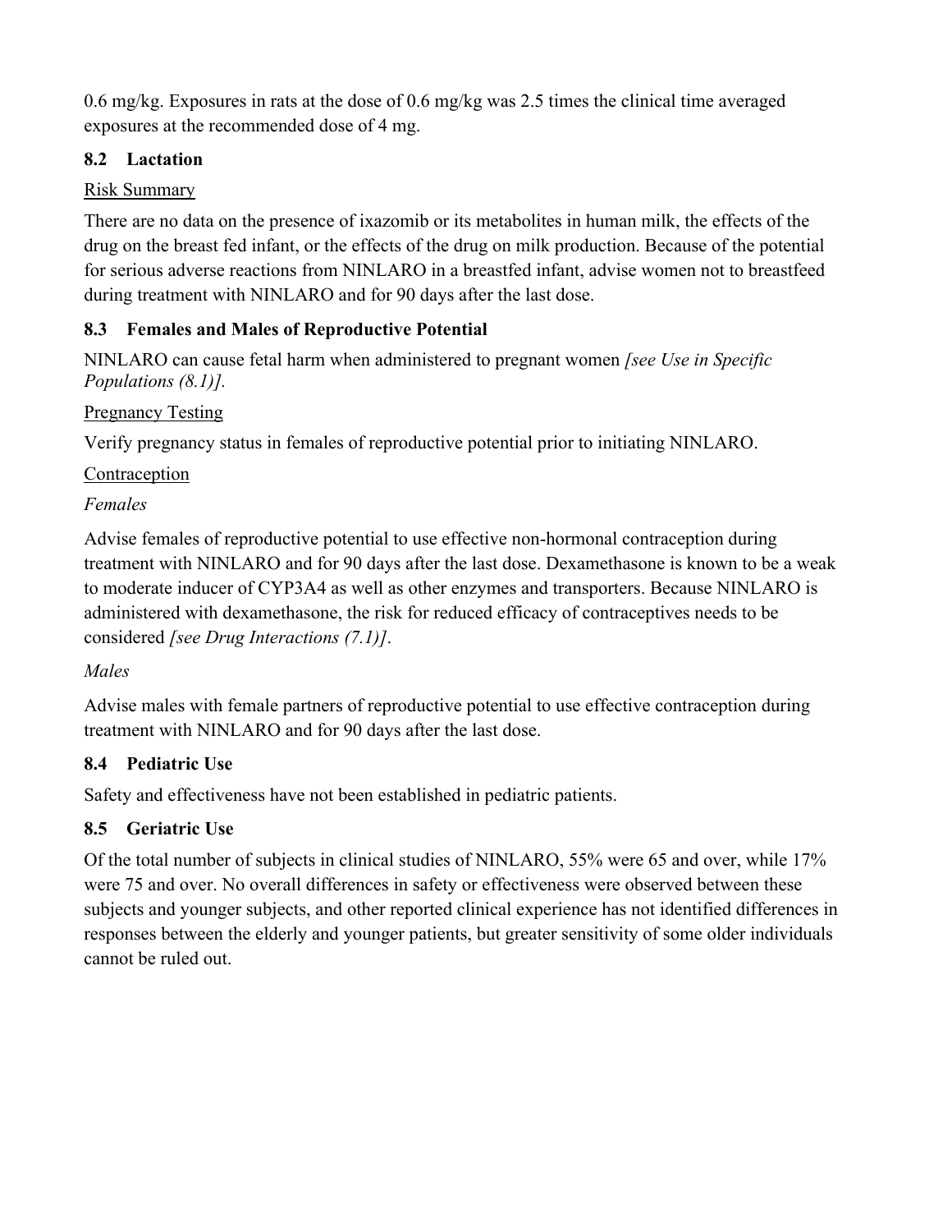0.6 mg/kg. Exposures in rats at the dose of 0.6 mg/kg was 2.5 times the clinical time averaged exposures at the recommended dose of 4 mg.

### 8.2 Lactation

Risk Summary

There are no data on the presence of ixazomib or its metabolites in human milk, the effects of the drug on the breast fed infant, or the effects of the drug on milk production. Because of the potential for serious adverse reactions from NINLARO in a breastfed infant, advise women not to breastfeed during treatment with NINLARO and for 90 days after the last dose.

### 8.3 Females and Males of Reproductive Potential

NINLARO can cause fetal harm when administered to pregnant women *[see Use in Specific Populations (8.1)].*

Pregnancy Testing

Verify pregnancy status in females of reproductive potential prior to initiating NINLARO.

Contraception

*Females*

Advise females of reproductive potential to use effective non-hormonal contraception during treatment with NINLARO and for 90 days after the last dose. Dexamethasone is known to be a weak to moderate inducer of CYP3A4 as well as other enzymes and transporters. Because NINLARO is administered with dexamethasone, the risk for reduced efficacy of contraceptives needs to be considered *[see Drug Interactions (7.1)]*.

*Males*

Advise males with female partners of reproductive potential to use effective contraception during treatment with NINLARO and for 90 days after the last dose.

### 8.4 Pediatric Use

Safety and effectiveness have not been established in pediatric patients.

### 8.5 Geriatric Use

Of the total number of subjects in clinical studies of NINLARO, 55% were 65 and over, while 17% were 75 and over. No overall differences in safety or effectiveness were observed between these subjects and younger subjects, and other reported clinical experience has not identified differences in responses between the elderly and younger patients, but greater sensitivity of some older individuals cannot be ruled out.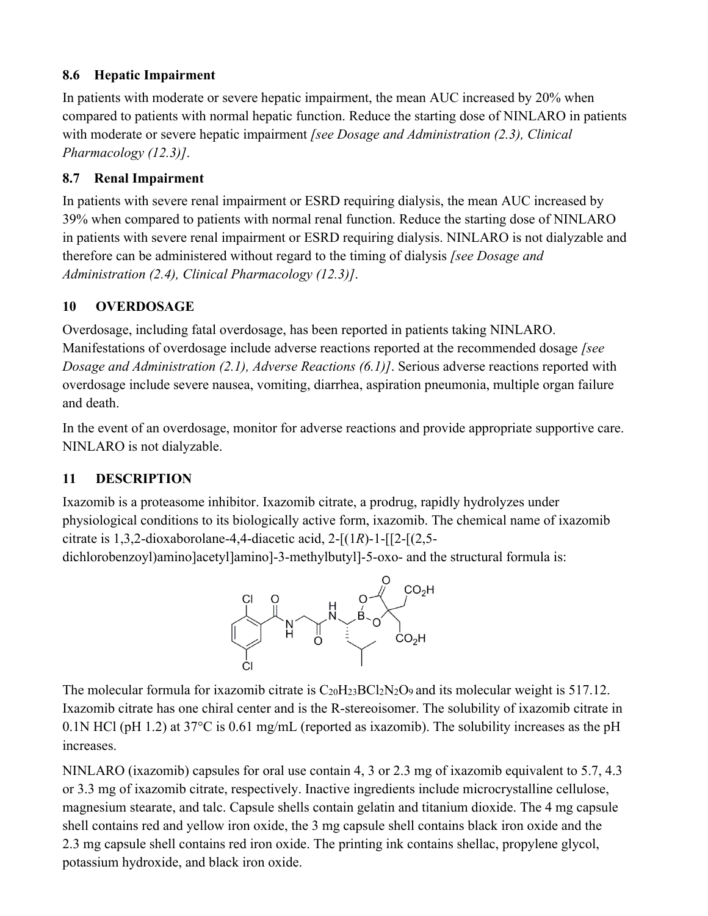### 8.6 Hepatic Impairment

In patients with moderate or severe hepatic impairment, the mean AUC increased by 20% when compared to patients with normal hepatic function. Reduce the starting dose of NINLARO in patients with moderate or severe hepatic impairment *[see Dosage and Administration (2.3), Clinical Pharmacology (12.3)]*.

### 8.7 Renal Impairment

In patients with severe renal impairment or ESRD requiring dialysis, the mean AUC increased by 39% when compared to patients with normal renal function. Reduce the starting dose of NINLARO in patients with severe renal impairment or ESRD requiring dialysis. NINLARO is not dialyzable and therefore can be administered without regard to the timing of dialysis *[see Dosage and Administration (2.4), Clinical Pharmacology (12.3)]*.

## 10 OVERDOSAGE

Overdosage, including fatal overdosage, has been reported in patients taking NINLARO. Manifestations of overdosage include adverse reactions reported at the recommended dosage *[see Dosage and Administration (2.1), Adverse Reactions (6.1)]*. Serious adverse reactions reported with overdosage include severe nausea, vomiting, diarrhea, aspiration pneumonia, multiple organ failure and death.

In the event of an overdosage, monitor for adverse reactions and provide appropriate supportive care. NINLARO is not dialyzable.

## 11 DESCRIPTION

Ixazomib is a proteasome inhibitor. Ixazomib citrate, a prodrug, rapidly hydrolyzes under physiological conditions to its biologically active form, ixazomib. The chemical name of ixazomib citrate is 1,3,2-dioxaborolane-4,4-diacetic acid, 2-[(1*R*)-1-[[2-[(2,5-dichlorobenzoyl)amino]acetyl]amino]-3-methylbutyl]-5-oxo- and the structural formula is:

The molecular formula for ixazomib citrate is $C_{20}H_{23}BCl_2N_2O_9$ and its molecular weight is 517.12. Ixazomib citrate has one chiral center and is the R-stereoisomer. The solubility of ixazomib citrate in 0.1N HCl (pH 1.2) at 37°C is 0.61 mg/mL (reported as ixazomib). The solubility increases as the pH increases.

NINLARO (ixazomib) capsules for oral use contain 4, 3 or 2.3 mg of ixazomib equivalent to 5.7, 4.3 or 3.3 mg of ixazomib citrate, respectively. Inactive ingredients include microcrystalline cellulose, magnesium stearate, and talc. Capsule shells contain gelatin and titanium dioxide. The 4 mg capsule shell contains red and yellow iron oxide, the 3 mg capsule shell contains black iron oxide and the 2.3 mg capsule shell contains red iron oxide. The printing ink contains shellac, propylene glycol, potassium hydroxide, and black iron oxide.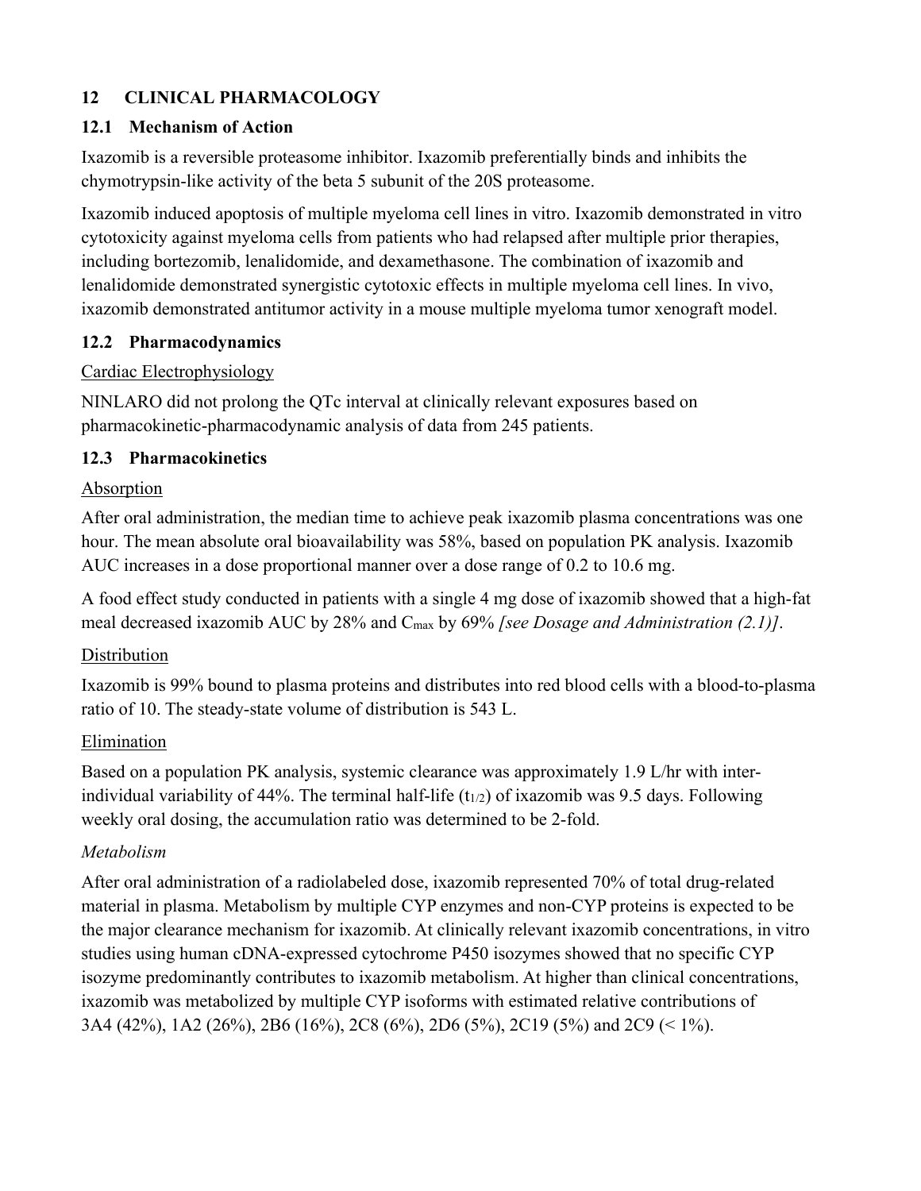## 12 CLINICAL PHARMACOLOGY

### 12.1 Mechanism of Action

Ixazomib is a reversible proteasome inhibitor. Ixazomib preferentially binds and inhibits the chymotrypsin-like activity of the beta 5 subunit of the 20S proteasome.

Ixazomib induced apoptosis of multiple myeloma cell lines in vitro. Ixazomib demonstrated in vitro cytotoxicity against myeloma cells from patients who had relapsed after multiple prior therapies, including bortezomib, lenalidomide, and dexamethasone. The combination of ixazomib and lenalidomide demonstrated synergistic cytotoxic effects in multiple myeloma cell lines. In vivo, ixazomib demonstrated antitumor activity in a mouse multiple myeloma tumor xenograft model.

### 12.2 Pharmacodynamics

<u>Cardiac Electrophysiology</u>

NINLARO did not prolong the QTc interval at clinically relevant exposures based on pharmacokinetic-pharmacodynamic analysis of data from 245 patients.

### 12.3 Pharmacokinetics

<u>Absorption</u>

After oral administration, the median time to achieve peak ixazomib plasma concentrations was one hour. The mean absolute oral bioavailability was 58%, based on population PK analysis. Ixazomib AUC increases in a dose proportional manner over a dose range of 0.2 to 10.6 mg.

A food effect study conducted in patients with a single 4 mg dose of ixazomib showed that a high-fat meal decreased ixazomib AUC by 28% and $C_{max}$ by 69% *[see Dosage and Administration (2.1)]*.

<u>Distribution</u>

Ixazomib is 99% bound to plasma proteins and distributes into red blood cells with a blood-to-plasma ratio of 10. The steady-state volume of distribution is 543 L.

<u>Elimination</u>

Based on a population PK analysis, systemic clearance was approximately 1.9 L/hr with inter-individual variability of 44%. The terminal half-life ($t_{1/2}$) of ixazomib was 9.5 days. Following weekly oral dosing, the accumulation ratio was determined to be 2-fold.

*Metabolism*

After oral administration of a radiolabeled dose, ixazomib represented 70% of total drug-related material in plasma. Metabolism by multiple CYP enzymes and non-CYP proteins is expected to be the major clearance mechanism for ixazomib. At clinically relevant ixazomib concentrations, in vitro studies using human cDNA-expressed cytochrome P450 isozymes showed that no specific CYP isozyme predominantly contributes to ixazomib metabolism. At higher than clinical concentrations, ixazomib was metabolized by multiple CYP isoforms with estimated relative contributions of 3A4 (42%), 1A2 (26%), 2B6 (16%), 2C8 (6%), 2D6 (5%), 2C19 (5%) and 2C9 (< 1%).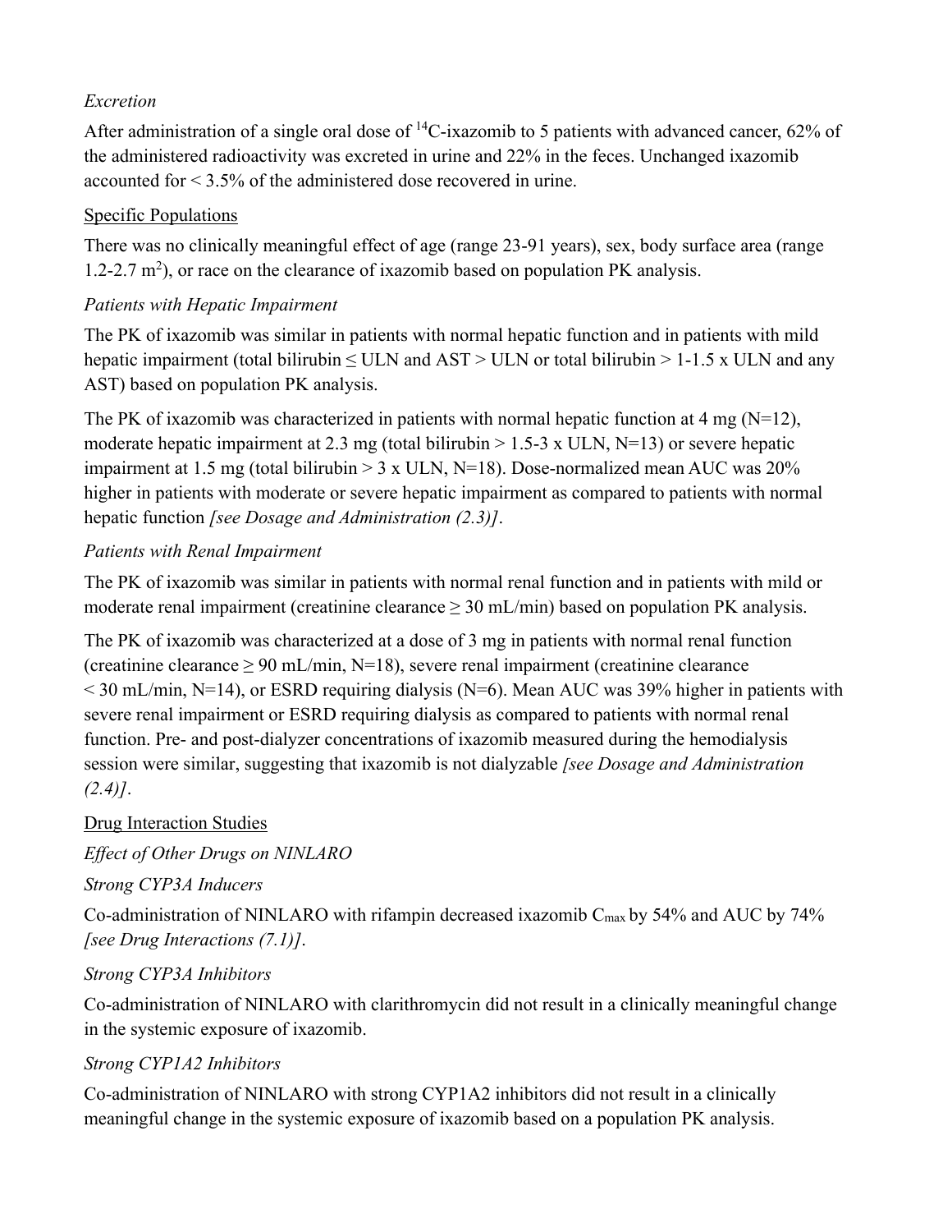*Excretion*

After administration of a single oral dose of $^{14}$C-ixazomib to 5 patients with advanced cancer, 62% of the administered radioactivity was excreted in urine and 22% in the feces. Unchanged ixazomib accounted for < 3.5% of the administered dose recovered in urine.

<u>Specific Populations</u>

There was no clinically meaningful effect of age (range 23-91 years), sex, body surface area (range 1.2-2.7 $m^2$), or race on the clearance of ixazomib based on population PK analysis.

*Patients with Hepatic Impairment*

The PK of ixazomib was similar in patients with normal hepatic function and in patients with mild hepatic impairment (total bilirubin ≤ ULN and AST > ULN or total bilirubin > 1-1.5 x ULN and any AST) based on population PK analysis.

The PK of ixazomib was characterized in patients with normal hepatic function at 4 mg (N=12), moderate hepatic impairment at 2.3 mg (total bilirubin > 1.5-3 x ULN, N=13) or severe hepatic impairment at 1.5 mg (total bilirubin > 3 x ULN, N=18). Dose-normalized mean AUC was 20% higher in patients with moderate or severe hepatic impairment as compared to patients with normal hepatic function *[see Dosage and Administration (2.3)]*.

*Patients with Renal Impairment*

The PK of ixazomib was similar in patients with normal renal function and in patients with mild or moderate renal impairment (creatinine clearance ≥ 30 mL/min) based on population PK analysis.

The PK of ixazomib was characterized at a dose of 3 mg in patients with normal renal function (creatinine clearance ≥ 90 mL/min, N=18), severe renal impairment (creatinine clearance < 30 mL/min, N=14), or ESRD requiring dialysis (N=6). Mean AUC was 39% higher in patients with severe renal impairment or ESRD requiring dialysis as compared to patients with normal renal function. Pre- and post-dialyzer concentrations of ixazomib measured during the hemodialysis session were similar, suggesting that ixazomib is not dialyzable *[see Dosage and Administration (2.4)]*.

<u>Drug Interaction Studies</u>

*Effect of Other Drugs on NINLARO*

*Strong CYP3A Inducers*

Co-administration of NINLARO with rifampin decreased ixazomib $C_{max}$ by 54% and AUC by 74% *[see Drug Interactions (7.1)]*.

*Strong CYP3A Inhibitors*

Co-administration of NINLARO with clarithromycin did not result in a clinically meaningful change in the systemic exposure of ixazomib.

*Strong CYP1A2 Inhibitors*

Co-administration of NINLARO with strong CYP1A2 inhibitors did not result in a clinically meaningful change in the systemic exposure of ixazomib based on a population PK analysis.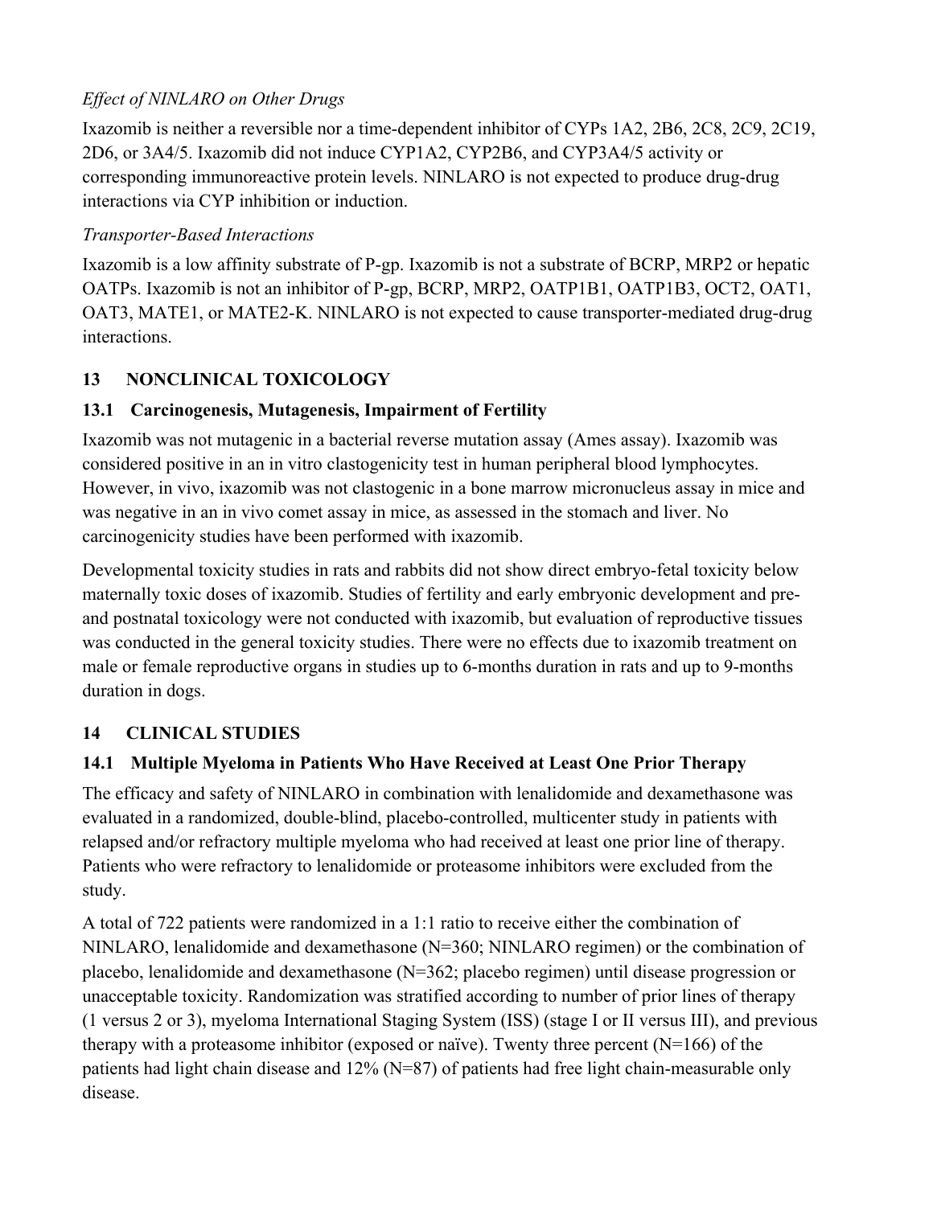*Effect of NINLARO on Other Drugs*

Ixazomib is neither a reversible nor a time-dependent inhibitor of CYPs 1A2, 2B6, 2C8, 2C9, 2C19, 2D6, or 3A4/5. Ixazomib did not induce CYP1A2, CYP2B6, and CYP3A4/5 activity or corresponding immunoreactive protein levels. NINLARO is not expected to produce drug-drug interactions via CYP inhibition or induction.

*Transporter-Based Interactions*

Ixazomib is a low affinity substrate of P-gp. Ixazomib is not a substrate of BCRP, MRP2 or hepatic OATPs. Ixazomib is not an inhibitor of P-gp, BCRP, MRP2, OATP1B1, OATP1B3, OCT2, OAT1, OAT3, MATE1, or MATE2-K. NINLARO is not expected to cause transporter-mediated drug-drug interactions.

## 13 NONCLINICAL TOXICOLOGY

### 13.1 Carcinogenesis, Mutagenesis, Impairment of Fertility

Ixazomib was not mutagenic in a bacterial reverse mutation assay (Ames assay). Ixazomib was considered positive in an in vitro clastogenicity test in human peripheral blood lymphocytes. However, in vivo, ixazomib was not clastogenic in a bone marrow micronucleus assay in mice and was negative in an in vivo comet assay in mice, as assessed in the stomach and liver. No carcinogenicity studies have been performed with ixazomib.

Developmental toxicity studies in rats and rabbits did not show direct embryo-fetal toxicity below maternally toxic doses of ixazomib. Studies of fertility and early embryonic development and pre- and postnatal toxicology were not conducted with ixazomib, but evaluation of reproductive tissues was conducted in the general toxicity studies. There were no effects due to ixazomib treatment on male or female reproductive organs in studies up to 6-months duration in rats and up to 9-months duration in dogs.

## 14 CLINICAL STUDIES

### 14.1 Multiple Myeloma in Patients Who Have Received at Least One Prior Therapy

The efficacy and safety of NINLARO in combination with lenalidomide and dexamethasone was evaluated in a randomized, double-blind, placebo-controlled, multicenter study in patients with relapsed and/or refractory multiple myeloma who had received at least one prior line of therapy. Patients who were refractory to lenalidomide or proteasome inhibitors were excluded from the study.

A total of 722 patients were randomized in a 1:1 ratio to receive either the combination of NINLARO, lenalidomide and dexamethasone (N=360; NINLARO regimen) or the combination of placebo, lenalidomide and dexamethasone (N=362; placebo regimen) until disease progression or unacceptable toxicity. Randomization was stratified according to number of prior lines of therapy (1 versus 2 or 3), myeloma International Staging System (ISS) (stage I or II versus III), and previous therapy with a proteasome inhibitor (exposed or naïve). Twenty three percent (N=166) of the patients had light chain disease and 12% (N=87) of patients had free light chain-measurable only disease.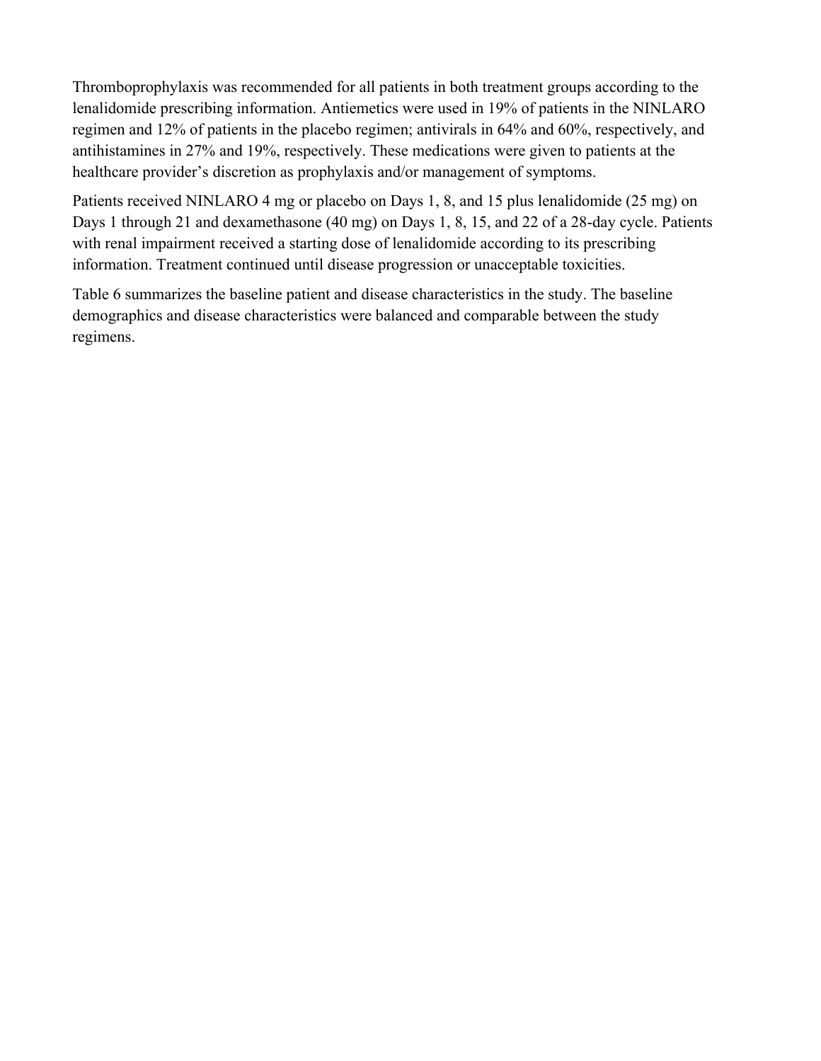Thromboprophylaxis was recommended for all patients in both treatment groups according to the lenalidomide prescribing information. Antiemetics were used in 19% of patients in the NINLARO regimen and 12% of patients in the placebo regimen; antivirals in 64% and 60%, respectively, and antihistamines in 27% and 19%, respectively. These medications were given to patients at the healthcare provider's discretion as prophylaxis and/or management of symptoms.

Patients received NINLARO 4 mg or placebo on Days 1, 8, and 15 plus lenalidomide (25 mg) on Days 1 through 21 and dexamethasone (40 mg) on Days 1, 8, 15, and 22 of a 28-day cycle. Patients with renal impairment received a starting dose of lenalidomide according to its prescribing information. Treatment continued until disease progression or unacceptable toxicities.

Table 6 summarizes the baseline patient and disease characteristics in the study. The baseline demographics and disease characteristics were balanced and comparable between the study regimens.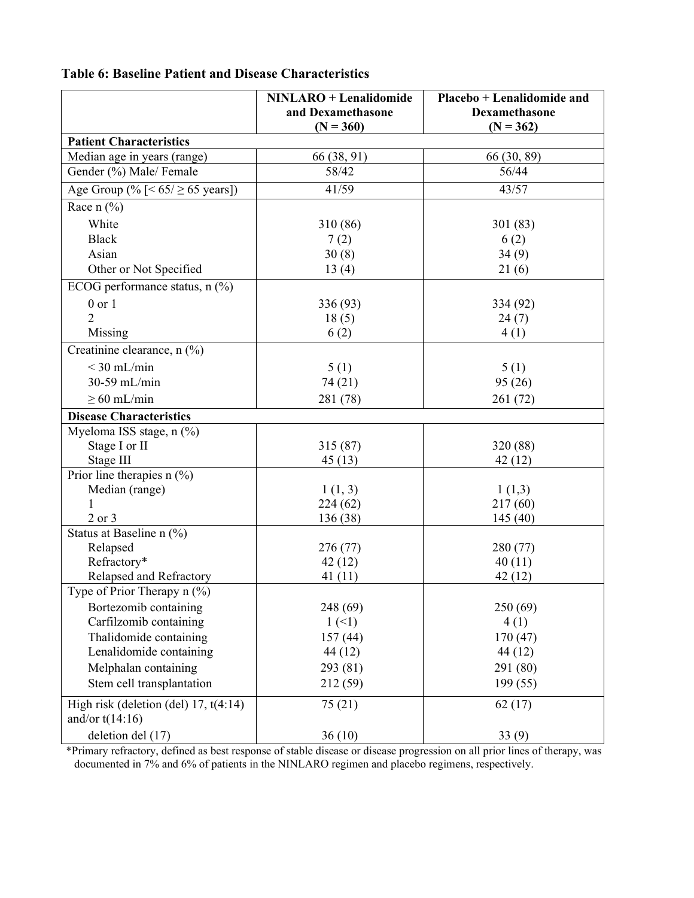**Table 6: Baseline Patient and Disease Characteristics**

| | NINLARO + Lenalidomide and Dexamethasone (N = 360) | Placebo + Lenalidomide and Dexamethasone (N = 362) |
|---|---|---|
| **Patient Characteristics** | | |
| Median age in years (range) | 66 (38, 91) | 66 (30, 89) |
| Gender (%) Male/ Female | 58/42 | 56/44 |
| Age Group (% [< 65/ ≥ 65 years]) | 41/59 | 43/57 |
| Race n (%) | | |
| White | 310 (86) | 301 (83) |
| Black | 7 (2) | 6 (2) |
| Asian | 30 (8) | 34 (9) |
| Other or Not Specified | 13 (4) | 21 (6) |
| ECOG performance status, n (%) | | |
| 0 or 1 | 336 (93) | 334 (92) |
| 2 | 18 (5) | 24 (7) |
| Missing | 6 (2) | 4 (1) |
| Creatinine clearance, n (%) | | |
| < 30 mL/min | 5 (1) | 5 (1) |
| 30-59 mL/min | 74 (21) | 95 (26) |
| ≥ 60 mL/min | 281 (78) | 261 (72) |
| **Disease Characteristics** | | |
| Myeloma ISS stage, n (%) | | |
| Stage I or II | 315 (87) | 320 (88) |
| Stage III | 45 (13) | 42 (12) |
| Prior line therapies n (%) | | |
| Median (range) | 1 (1, 3) | 1 (1,3) |
| 1 | 224 (62) | 217 (60) |
| 2 or 3 | 136 (38) | 145 (40) |
| Status at Baseline n (%) | | |
| Relapsed | 276 (77) | 280 (77) |
| Refractory* | 42 (12) | 40 (11) |
| Relapsed and Refractory | 41 (11) | 42 (12) |
| Type of Prior Therapy n (%) | | |
| Bortezomib containing | 248 (69) | 250 (69) |
| Carfilzomib containing | 1 (<1) | 4 (1) |
| Thalidomide containing | 157 (44) | 170 (47) |
| Lenalidomide containing | 44 (12) | 44 (12) |
| Melphalan containing | 293 (81) | 291 (80) |
| Stem cell transplantation | 212 (59) | 199 (55) |
| High risk (deletion (del) 17, t(4:14) and/or t(14:16) | 75 (21) | 62 (17) |
| deletion del (17) | 36 (10) | 33 (9) |

*Primary refractory, defined as best response of stable disease or disease progression on all prior lines of therapy, was documented in 7% and 6% of patients in the NINLARO regimen and placebo regimens, respectively.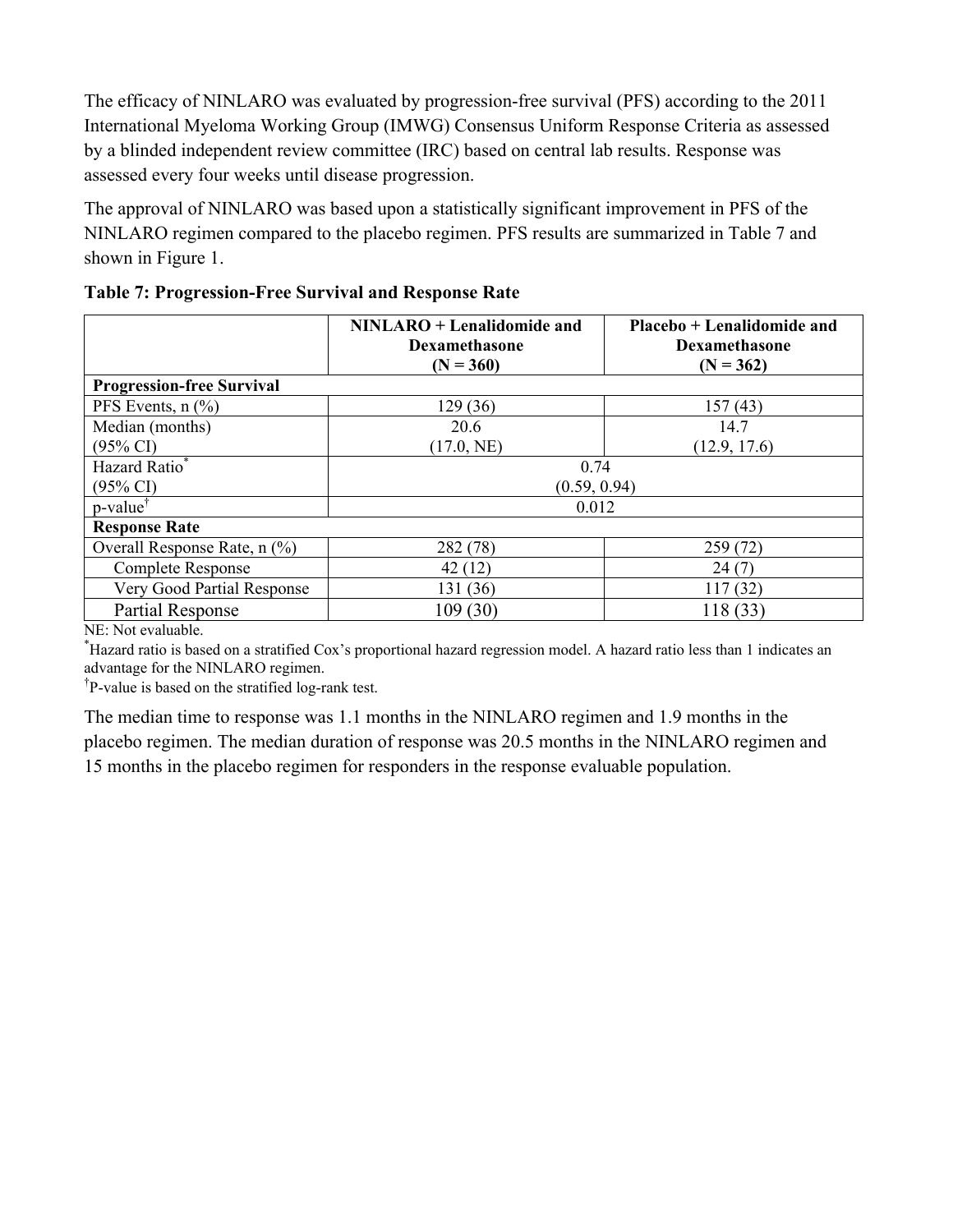The efficacy of NINLARO was evaluated by progression-free survival (PFS) according to the 2011 International Myeloma Working Group (IMWG) Consensus Uniform Response Criteria as assessed by a blinded independent review committee (IRC) based on central lab results. Response was assessed every four weeks until disease progression.

The approval of NINLARO was based upon a statistically significant improvement in PFS of the NINLARO regimen compared to the placebo regimen. PFS results are summarized in Table 7 and shown in Figure 1.

**Table 7: Progression-Free Survival and Response Rate**

| | NINLARO + Lenalidomide and Dexamethasone (N = 360) | Placebo + Lenalidomide and Dexamethasone (N = 362) |
|---|---|---|
| **Progression-free Survival** | | |
| PFS Events, n (%) | 129 (36) | 157 (43) |
| Median (months) (95% CI) | 20.6 (17.0, NE) | 14.7 (12.9, 17.6) |
| Hazard Ratio* (95% CI) | 0.74 (0.59, 0.94) | |
| p-value† | 0.012 | |
| **Response Rate** | | |
| Overall Response Rate, n (%) | 282 (78) | 259 (72) |
| Complete Response | 42 (12) | 24 (7) |
| Very Good Partial Response | 131 (36) | 117 (32) |
| Partial Response | 109 (30) | 118 (33) |

NE: Not evaluable.

*Hazard ratio is based on a stratified Cox's proportional hazard regression model. A hazard ratio less than 1 indicates an advantage for the NINLARO regimen.

†P-value is based on the stratified log-rank test.

The median time to response was 1.1 months in the NINLARO regimen and 1.9 months in the placebo regimen. The median duration of response was 20.5 months in the NINLARO regimen and 15 months in the placebo regimen for responders in the response evaluable population.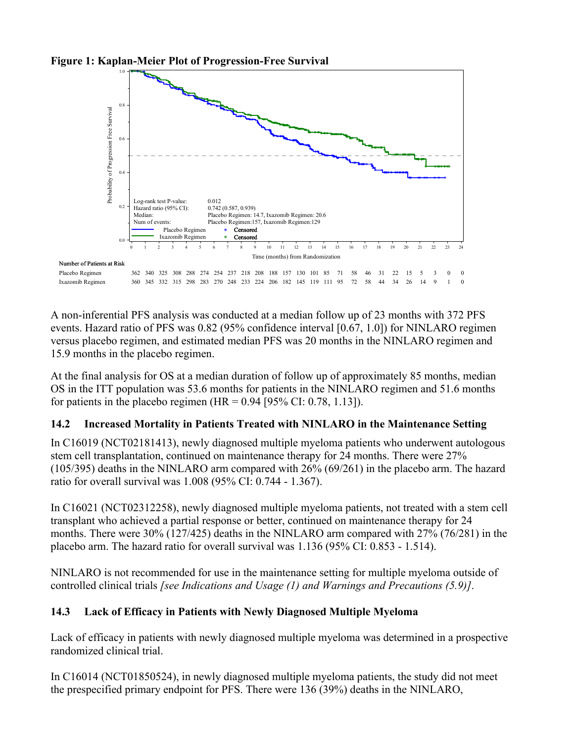**Figure 1: Kaplan-Meier Plot of Progression-Free Survival**

| Log-rank test P-value: | 0.012 |
|---|---|
| Hazard ratio (95% CI): | 0.742 (0.587, 0.939) |
| Median: | Placebo Regimen: 14.7, Ixazomib Regimen: 20.6 |
| Num of events: | Placebo Regimen:157, Ixazomib Regimen:129 |

Number of Patients at Risk

| Time (months) | 0 | 1 | 2 | 3 | 4 | 5 | 6 | 7 | 8 | 9 | 10 | 11 | 12 | 13 | 14 | 15 | 16 | 17 | 18 | 19 | 20 | 21 | 22 | 23 | 24 |
|---|---|---|---|---|---|---|---|---|---|---|---|---|---|---|---|---|---|---|---|---|---|---|---|---|---|
| Placebo Regimen | 362 | 340 | 325 | 308 | 288 | 274 | 254 | 237 | 218 | 208 | 188 | 157 | 130 | 101 | 85 | 71 | 58 | 46 | 31 | 22 | 15 | 5 | 3 | 0 | 0 |
| Ixazomib Regimen | 360 | 345 | 332 | 315 | 298 | 283 | 270 | 248 | 233 | 224 | 206 | 182 | 145 | 119 | 111 | 95 | 72 | 58 | 44 | 34 | 26 | 14 | 9 | 1 | 0 |

A non-inferential PFS analysis was conducted at a median follow up of 23 months with 372 PFS events. Hazard ratio of PFS was 0.82 (95% confidence interval [0.67, 1.0]) for NINLARO regimen versus placebo regimen, and estimated median PFS was 20 months in the NINLARO regimen and 15.9 months in the placebo regimen.

At the final analysis for OS at a median duration of follow up of approximately 85 months, median OS in the ITT population was 53.6 months for patients in the NINLARO regimen and 51.6 months for patients in the placebo regimen (HR = 0.94 [95% CI: 0.78, 1.13]).

## 14.2 Increased Mortality in Patients Treated with NINLARO in the Maintenance Setting

In C16019 (NCT02181413), newly diagnosed multiple myeloma patients who underwent autologous stem cell transplantation, continued on maintenance therapy for 24 months. There were 27% (105/395) deaths in the NINLARO arm compared with 26% (69/261) in the placebo arm. The hazard ratio for overall survival was 1.008 (95% CI: 0.744 - 1.367).

In C16021 (NCT02312258), newly diagnosed multiple myeloma patients, not treated with a stem cell transplant who achieved a partial response or better, continued on maintenance therapy for 24 months. There were 30% (127/425) deaths in the NINLARO arm compared with 27% (76/281) in the placebo arm. The hazard ratio for overall survival was 1.136 (95% CI: 0.853 - 1.514).

NINLARO is not recommended for use in the maintenance setting for multiple myeloma outside of controlled clinical trials *[see Indications and Usage (1) and Warnings and Precautions (5.9)]*.

## 14.3 Lack of Efficacy in Patients with Newly Diagnosed Multiple Myeloma

Lack of efficacy in patients with newly diagnosed multiple myeloma was determined in a prospective randomized clinical trial.

In C16014 (NCT01850524), in newly diagnosed multiple myeloma patients, the study did not meet the prespecified primary endpoint for PFS. There were 136 (39%) deaths in the NINLARO,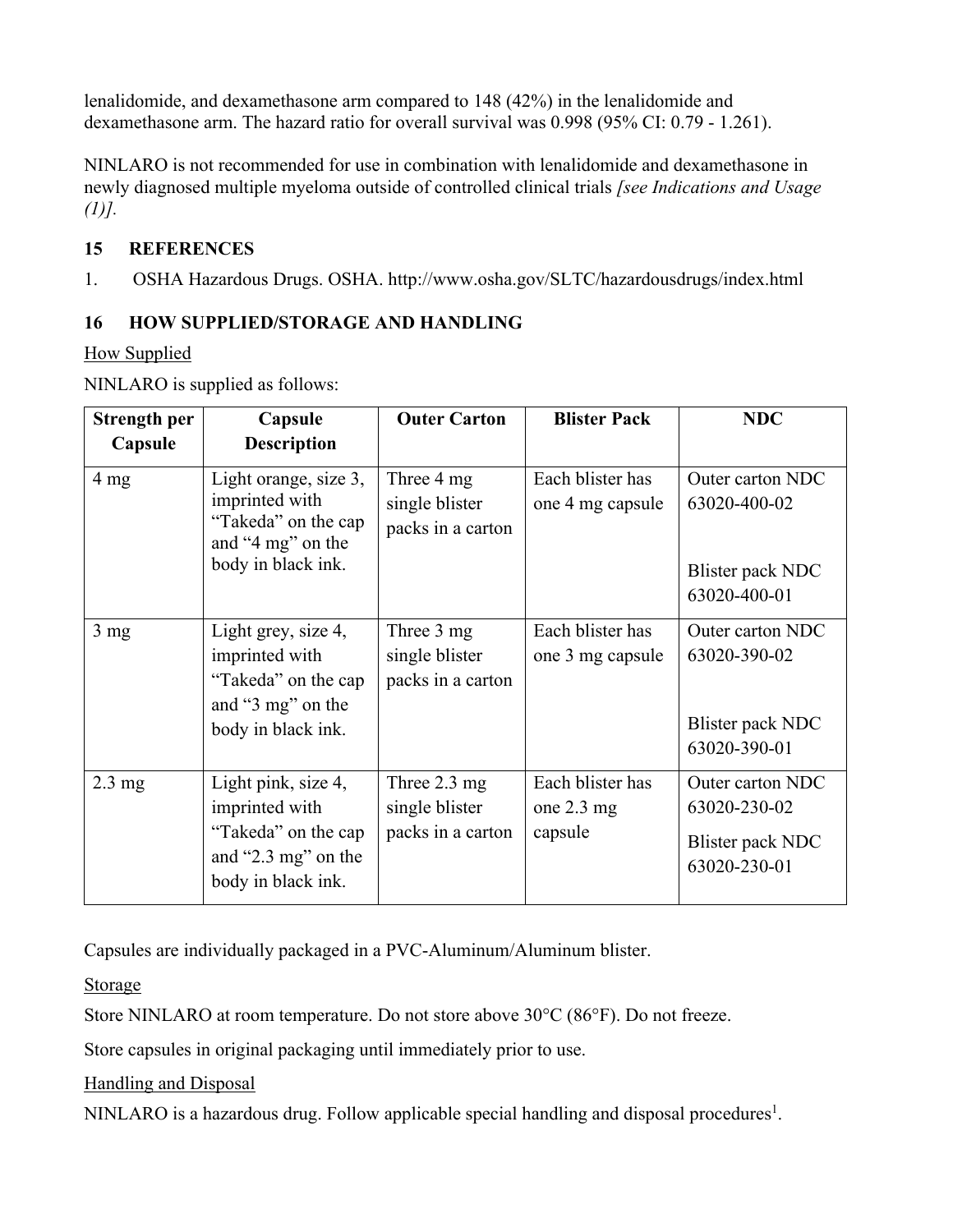lenalidomide, and dexamethasone arm compared to 148 (42%) in the lenalidomide and dexamethasone arm. The hazard ratio for overall survival was 0.998 (95% CI: 0.79 - 1.261).

NINLARO is not recommended for use in combination with lenalidomide and dexamethasone in newly diagnosed multiple myeloma outside of controlled clinical trials *[see Indications and Usage (1)]*.

## 15 REFERENCES

1. OSHA Hazardous Drugs. OSHA. http://www.osha.gov/SLTC/hazardousdrugs/index.html

## 16 HOW SUPPLIED/STORAGE AND HANDLING

How Supplied

NINLARO is supplied as follows:

| Strength per Capsule | Capsule Description | Outer Carton | Blister Pack | NDC |
|---|---|---|---|---|
| 4 mg | Light orange, size 3, imprinted with "Takeda" on the cap and "4 mg" on the body in black ink. | Three 4 mg single blister packs in a carton | Each blister has one 4 mg capsule | Outer carton NDC 63020-400-02<br><br>Blister pack NDC 63020-400-01 |
| 3 mg | Light grey, size 4, imprinted with "Takeda" on the cap and "3 mg" on the body in black ink. | Three 3 mg single blister packs in a carton | Each blister has one 3 mg capsule | Outer carton NDC 63020-390-02<br><br>Blister pack NDC 63020-390-01 |
| 2.3 mg | Light pink, size 4, imprinted with "Takeda" on the cap and "2.3 mg" on the body in black ink. | Three 2.3 mg single blister packs in a carton | Each blister has one 2.3 mg capsule | Outer carton NDC 63020-230-02<br><br>Blister pack NDC 63020-230-01 |

Capsules are individually packaged in a PVC-Aluminum/Aluminum blister.

Storage

Store NINLARO at room temperature. Do not store above 30°C (86°F). Do not freeze.

Store capsules in original packaging until immediately prior to use.

Handling and Disposal

NINLARO is a hazardous drug. Follow applicable special handling and disposal procedures[1].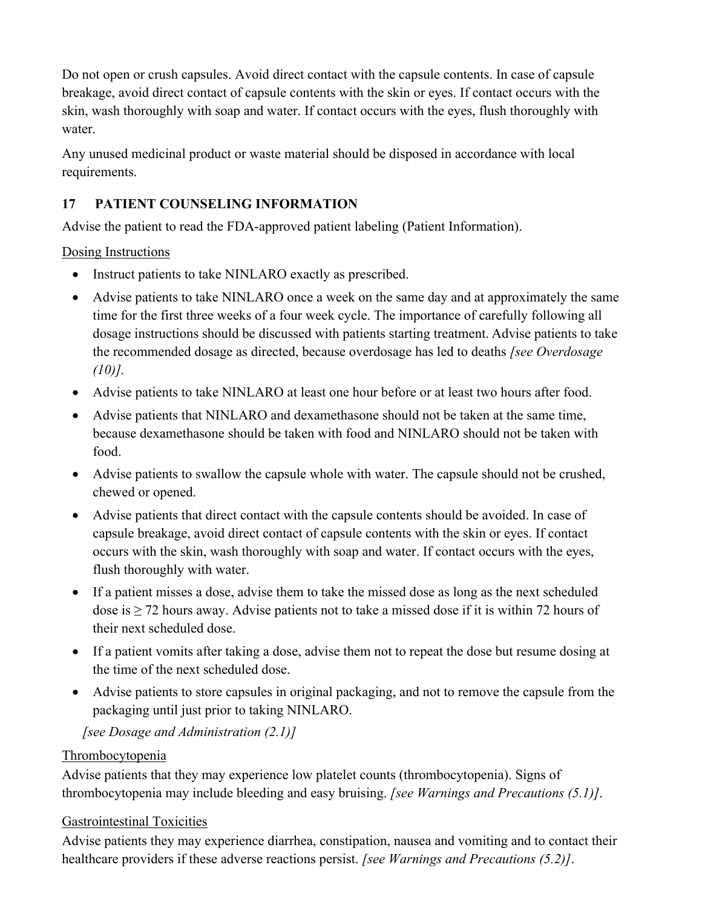Do not open or crush capsules. Avoid direct contact with the capsule contents. In case of capsule breakage, avoid direct contact of capsule contents with the skin or eyes. If contact occurs with the skin, wash thoroughly with soap and water. If contact occurs with the eyes, flush thoroughly with water.

Any unused medicinal product or waste material should be disposed in accordance with local requirements.

## 17 PATIENT COUNSELING INFORMATION

Advise the patient to read the FDA-approved patient labeling (Patient Information).

Dosing Instructions

- Instruct patients to take NINLARO exactly as prescribed.
- Advise patients to take NINLARO once a week on the same day and at approximately the same time for the first three weeks of a four week cycle. The importance of carefully following all dosage instructions should be discussed with patients starting treatment. Advise patients to take the recommended dosage as directed, because overdosage has led to deaths *[see Overdosage (10)]*.
- Advise patients to take NINLARO at least one hour before or at least two hours after food.
- Advise patients that NINLARO and dexamethasone should not be taken at the same time, because dexamethasone should be taken with food and NINLARO should not be taken with food.
- Advise patients to swallow the capsule whole with water. The capsule should not be crushed, chewed or opened.
- Advise patients that direct contact with the capsule contents should be avoided. In case of capsule breakage, avoid direct contact of capsule contents with the skin or eyes. If contact occurs with the skin, wash thoroughly with soap and water. If contact occurs with the eyes, flush thoroughly with water.
- If a patient misses a dose, advise them to take the missed dose as long as the next scheduled dose is ≥ 72 hours away. Advise patients not to take a missed dose if it is within 72 hours of their next scheduled dose.
- If a patient vomits after taking a dose, advise them not to repeat the dose but resume dosing at the time of the next scheduled dose.
- Advise patients to store capsules in original packaging, and not to remove the capsule from the packaging until just prior to taking NINLARO.

*[see Dosage and Administration (2.1)]*

Thrombocytopenia

Advise patients that they may experience low platelet counts (thrombocytopenia). Signs of thrombocytopenia may include bleeding and easy bruising. *[see Warnings and Precautions (5.1)]*.

Gastrointestinal Toxicities

Advise patients they may experience diarrhea, constipation, nausea and vomiting and to contact their healthcare providers if these adverse reactions persist. *[see Warnings and Precautions (5.2)]*.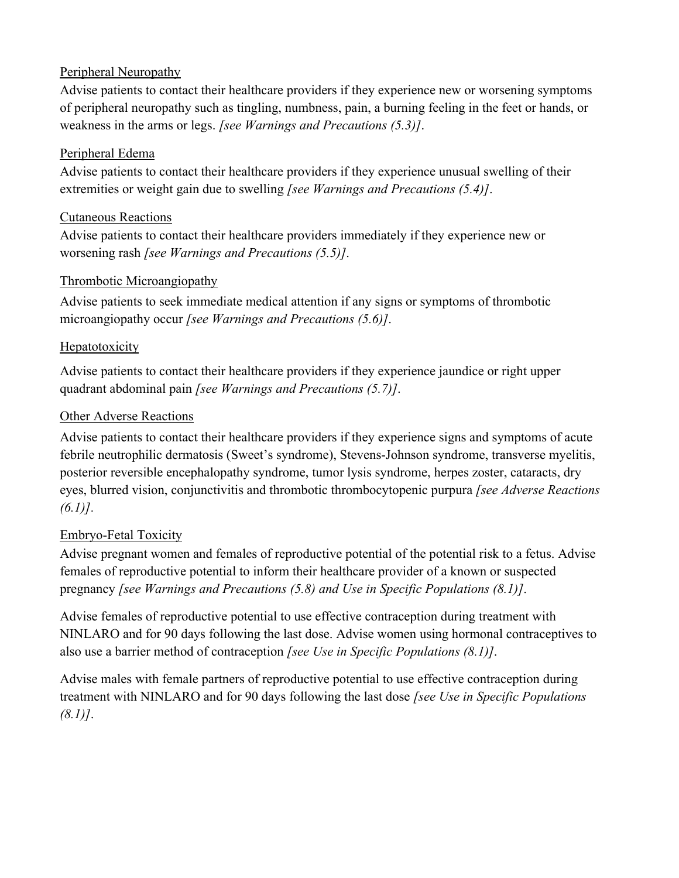Peripheral Neuropathy

Advise patients to contact their healthcare providers if they experience new or worsening symptoms of peripheral neuropathy such as tingling, numbness, pain, a burning feeling in the feet or hands, or weakness in the arms or legs. *[see Warnings and Precautions (5.3)]*.

Peripheral Edema

Advise patients to contact their healthcare providers if they experience unusual swelling of their extremities or weight gain due to swelling *[see Warnings and Precautions (5.4)]*.

Cutaneous Reactions

Advise patients to contact their healthcare providers immediately if they experience new or worsening rash *[see Warnings and Precautions (5.5)]*.

Thrombotic Microangiopathy

Advise patients to seek immediate medical attention if any signs or symptoms of thrombotic microangiopathy occur *[see Warnings and Precautions (5.6)]*.

Hepatotoxicity

Advise patients to contact their healthcare providers if they experience jaundice or right upper quadrant abdominal pain *[see Warnings and Precautions (5.7)]*.

Other Adverse Reactions

Advise patients to contact their healthcare providers if they experience signs and symptoms of acute febrile neutrophilic dermatosis (Sweet's syndrome), Stevens-Johnson syndrome, transverse myelitis, posterior reversible encephalopathy syndrome, tumor lysis syndrome, herpes zoster, cataracts, dry eyes, blurred vision, conjunctivitis and thrombotic thrombocytopenic purpura *[see Adverse Reactions (6.1)]*.

Embryo-Fetal Toxicity

Advise pregnant women and females of reproductive potential of the potential risk to a fetus. Advise females of reproductive potential to inform their healthcare provider of a known or suspected pregnancy *[see Warnings and Precautions (5.8) and Use in Specific Populations (8.1)]*.

Advise females of reproductive potential to use effective contraception during treatment with NINLARO and for 90 days following the last dose. Advise women using hormonal contraceptives to also use a barrier method of contraception *[see Use in Specific Populations (8.1)]*.

Advise males with female partners of reproductive potential to use effective contraception during treatment with NINLARO and for 90 days following the last dose *[see Use in Specific Populations (8.1)]*.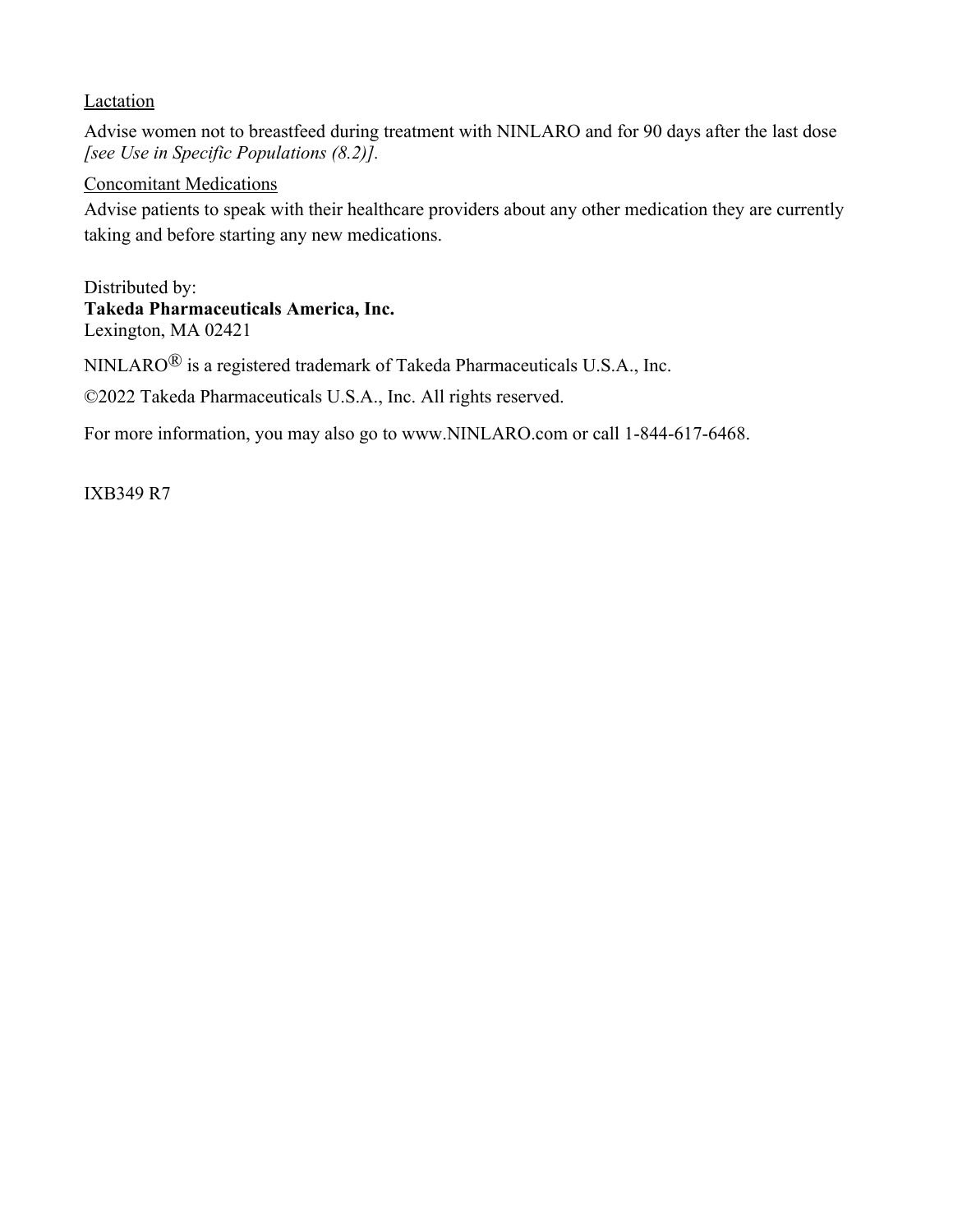Lactation

Advise women not to breastfeed during treatment with NINLARO and for 90 days after the last dose *[see Use in Specific Populations (8.2)]*.

Concomitant Medications

Advise patients to speak with their healthcare providers about any other medication they are currently taking and before starting any new medications.

Distributed by:
**Takeda Pharmaceuticals America, Inc.**
Lexington, MA 02421

NINLARO® is a registered trademark of Takeda Pharmaceuticals U.S.A., Inc.

©2022 Takeda Pharmaceuticals U.S.A., Inc. All rights reserved.

For more information, you may also go to www.NINLARO.com or call 1-844-617-6468.

IXB349 R7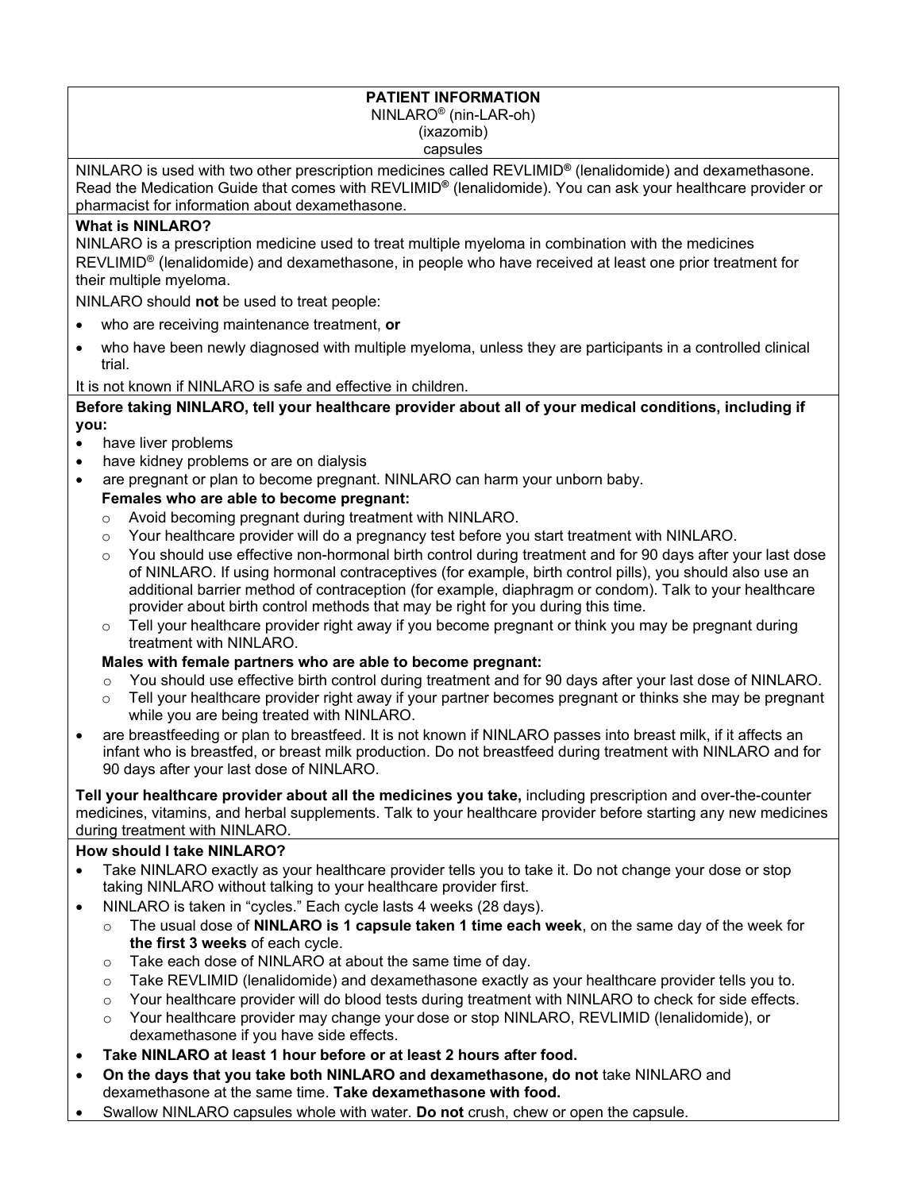# PATIENT INFORMATION

NINLARO® (nin-LAR-oh)
(ixazomib)
capsules

NINLARO is used with two other prescription medicines called REVLIMID® (lenalidomide) and dexamethasone. Read the Medication Guide that comes with REVLIMID® (lenalidomide). You can ask your healthcare provider or pharmacist for information about dexamethasone.

**What is NINLARO?**

NINLARO is a prescription medicine used to treat multiple myeloma in combination with the medicines REVLIMID® (lenalidomide) and dexamethasone, in people who have received at least one prior treatment for their multiple myeloma.

NINLARO should **not** be used to treat people:

- who are receiving maintenance treatment, **or**
- who have been newly diagnosed with multiple myeloma, unless they are participants in a controlled clinical trial.

It is not known if NINLARO is safe and effective in children.

**Before taking NINLARO, tell your healthcare provider about all of your medical conditions, including if you:**

- have liver problems
- have kidney problems or are on dialysis
- are pregnant or plan to become pregnant. NINLARO can harm your unborn baby.

  **Females who are able to become pregnant:**
  - Avoid becoming pregnant during treatment with NINLARO.
  - Your healthcare provider will do a pregnancy test before you start treatment with NINLARO.
  - You should use effective non-hormonal birth control during treatment and for 90 days after your last dose of NINLARO. If using hormonal contraceptives (for example, birth control pills), you should also use an additional barrier method of contraception (for example, diaphragm or condom). Talk to your healthcare provider about birth control methods that may be right for you during this time.
  - Tell your healthcare provider right away if you become pregnant or think you may be pregnant during treatment with NINLARO.

  **Males with female partners who are able to become pregnant:**
  - You should use effective birth control during treatment and for 90 days after your last dose of NINLARO.
  - Tell your healthcare provider right away if your partner becomes pregnant or thinks she may be pregnant while you are being treated with NINLARO.
- are breastfeeding or plan to breastfeed. It is not known if NINLARO passes into breast milk, if it affects an infant who is breastfed, or breast milk production. Do not breastfeed during treatment with NINLARO and for 90 days after your last dose of NINLARO.

**Tell your healthcare provider about all the medicines you take,** including prescription and over-the-counter medicines, vitamins, and herbal supplements. Talk to your healthcare provider before starting any new medicines during treatment with NINLARO.

**How should I take NINLARO?**

- Take NINLARO exactly as your healthcare provider tells you to take it. Do not change your dose or stop taking NINLARO without talking to your healthcare provider first.
- NINLARO is taken in "cycles." Each cycle lasts 4 weeks (28 days).
  - The usual dose of **NINLARO is 1 capsule taken 1 time each week**, on the same day of the week for **the first 3 weeks** of each cycle.
  - Take each dose of NINLARO at about the same time of day.
  - Take REVLIMID (lenalidomide) and dexamethasone exactly as your healthcare provider tells you to.
  - Your healthcare provider will do blood tests during treatment with NINLARO to check for side effects.
  - Your healthcare provider may change your dose or stop NINLARO, REVLIMID (lenalidomide), or dexamethasone if you have side effects.
- **Take NINLARO at least 1 hour before or at least 2 hours after food.**
- **On the days that you take both NINLARO and dexamethasone, do not** take NINLARO and dexamethasone at the same time. **Take dexamethasone with food.**
- Swallow NINLARO capsules whole with water. **Do not** crush, chew or open the capsule.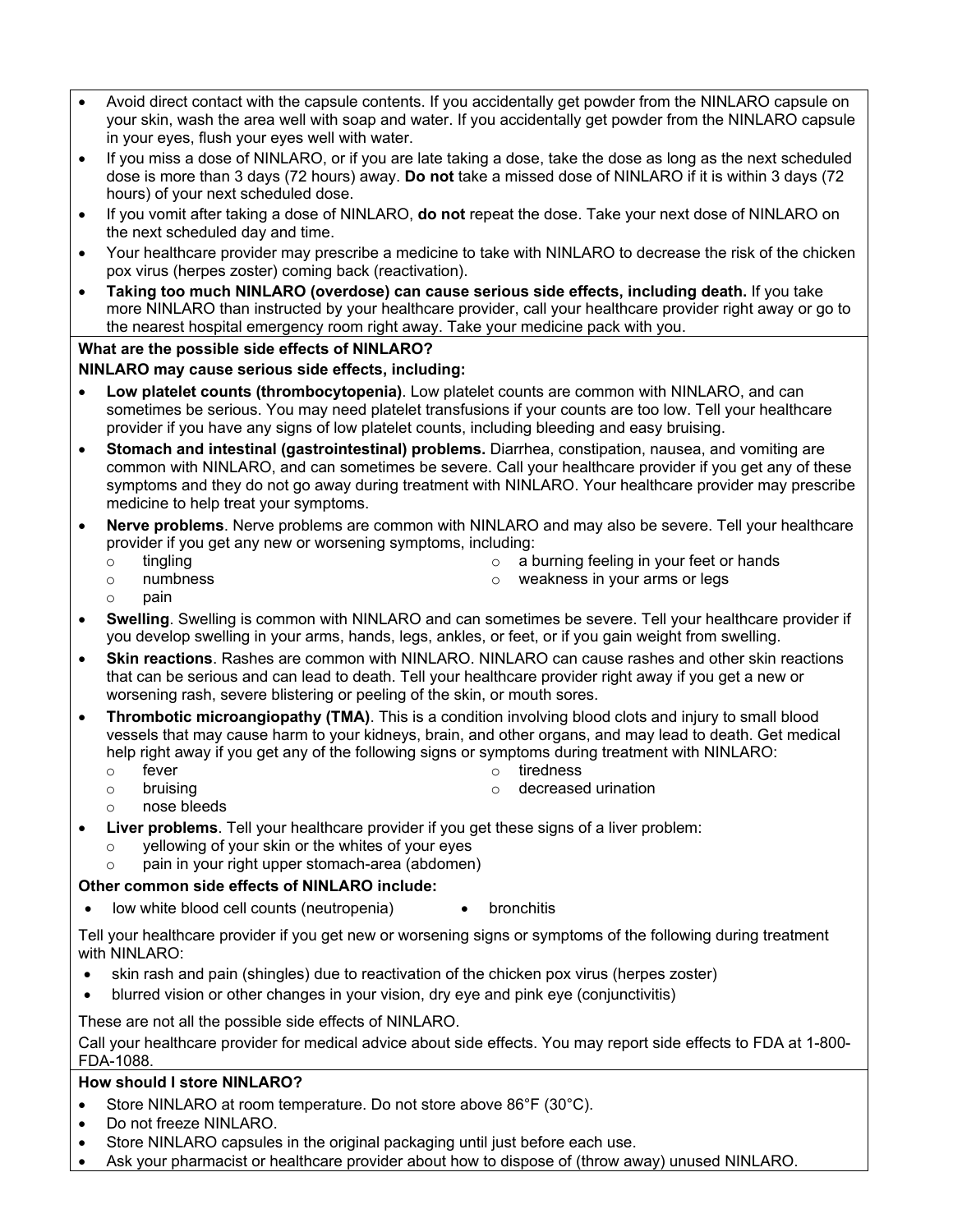- Avoid direct contact with the capsule contents. If you accidentally get powder from the NINLARO capsule on your skin, wash the area well with soap and water. If you accidentally get powder from the NINLARO capsule in your eyes, flush your eyes well with water.
- If you miss a dose of NINLARO, or if you are late taking a dose, take the dose as long as the next scheduled dose is more than 3 days (72 hours) away. **Do not** take a missed dose of NINLARO if it is within 3 days (72 hours) of your next scheduled dose.
- If you vomit after taking a dose of NINLARO, **do not** repeat the dose. Take your next dose of NINLARO on the next scheduled day and time.
- Your healthcare provider may prescribe a medicine to take with NINLARO to decrease the risk of the chicken pox virus (herpes zoster) coming back (reactivation).
- **Taking too much NINLARO (overdose) can cause serious side effects, including death.** If you take more NINLARO than instructed by your healthcare provider, call your healthcare provider right away or go to the nearest hospital emergency room right away. Take your medicine pack with you.

**What are the possible side effects of NINLARO?**

**NINLARO may cause serious side effects, including:**

- **Low platelet counts (thrombocytopenia)**. Low platelet counts are common with NINLARO, and can sometimes be serious. You may need platelet transfusions if your counts are too low. Tell your healthcare provider if you have any signs of low platelet counts, including bleeding and easy bruising.
- **Stomach and intestinal (gastrointestinal) problems.** Diarrhea, constipation, nausea, and vomiting are common with NINLARO, and can sometimes be severe. Call your healthcare provider if you get any of these symptoms and they do not go away during treatment with NINLARO. Your healthcare provider may prescribe medicine to help treat your symptoms.
- **Nerve problems**. Nerve problems are common with NINLARO and may also be severe. Tell your healthcare provider if you get any new or worsening symptoms, including:
  - tingling
  - numbness
  - pain
  - a burning feeling in your feet or hands
  - weakness in your arms or legs
- **Swelling**. Swelling is common with NINLARO and can sometimes be severe. Tell your healthcare provider if you develop swelling in your arms, hands, legs, ankles, or feet, or if you gain weight from swelling.
- **Skin reactions**. Rashes are common with NINLARO. NINLARO can cause rashes and other skin reactions that can be serious and can lead to death. Tell your healthcare provider right away if you get a new or worsening rash, severe blistering or peeling of the skin, or mouth sores.
- **Thrombotic microangiopathy (TMA)**. This is a condition involving blood clots and injury to small blood vessels that may cause harm to your kidneys, brain, and other organs, and may lead to death. Get medical help right away if you get any of the following signs or symptoms during treatment with NINLARO:
  - fever
  - bruising
  - nose bleeds
  - tiredness
  - decreased urination
- **Liver problems**. Tell your healthcare provider if you get these signs of a liver problem:
  - yellowing of your skin or the whites of your eyes
  - pain in your right upper stomach-area (abdomen)

**Other common side effects of NINLARO include:**

- low white blood cell counts (neutropenia)
- bronchitis

Tell your healthcare provider if you get new or worsening signs or symptoms of the following during treatment with NINLARO:

- skin rash and pain (shingles) due to reactivation of the chicken pox virus (herpes zoster)
- blurred vision or other changes in your vision, dry eye and pink eye (conjunctivitis)

These are not all the possible side effects of NINLARO.

Call your healthcare provider for medical advice about side effects. You may report side effects to FDA at 1-800-FDA-1088.

**How should I store NINLARO?**

- Store NINLARO at room temperature. Do not store above 86°F (30°C).
- Do not freeze NINLARO.
- Store NINLARO capsules in the original packaging until just before each use.
- Ask your pharmacist or healthcare provider about how to dispose of (throw away) unused NINLARO.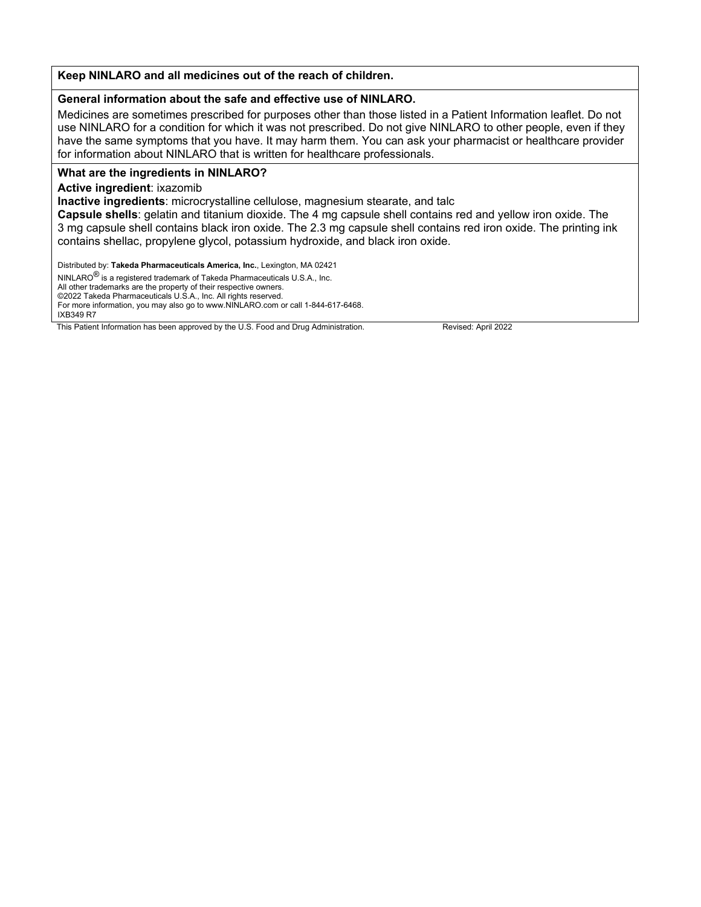**Keep NINLARO and all medicines out of the reach of children.**

**General information about the safe and effective use of NINLARO.**

Medicines are sometimes prescribed for purposes other than those listed in a Patient Information leaflet. Do not use NINLARO for a condition for which it was not prescribed. Do not give NINLARO to other people, even if they have the same symptoms that you have. It may harm them. You can ask your pharmacist or healthcare provider for information about NINLARO that is written for healthcare professionals.

**What are the ingredients in NINLARO?**

**Active ingredient**: ixazomib

**Inactive ingredients**: microcrystalline cellulose, magnesium stearate, and talc

**Capsule shells**: gelatin and titanium dioxide. The 4 mg capsule shell contains red and yellow iron oxide. The 3 mg capsule shell contains black iron oxide. The 2.3 mg capsule shell contains red iron oxide. The printing ink contains shellac, propylene glycol, potassium hydroxide, and black iron oxide.

Distributed by: **Takeda Pharmaceuticals America, Inc.**, Lexington, MA 02421

NINLARO® is a registered trademark of Takeda Pharmaceuticals U.S.A., Inc.
All other trademarks are the property of their respective owners.
©2022 Takeda Pharmaceuticals U.S.A., Inc. All rights reserved.
For more information, you may also go to www.NINLARO.com or call 1-844-617-6468.
IXB349 R7

This Patient Information has been approved by the U.S. Food and Drug Administration. Revised: April 2022